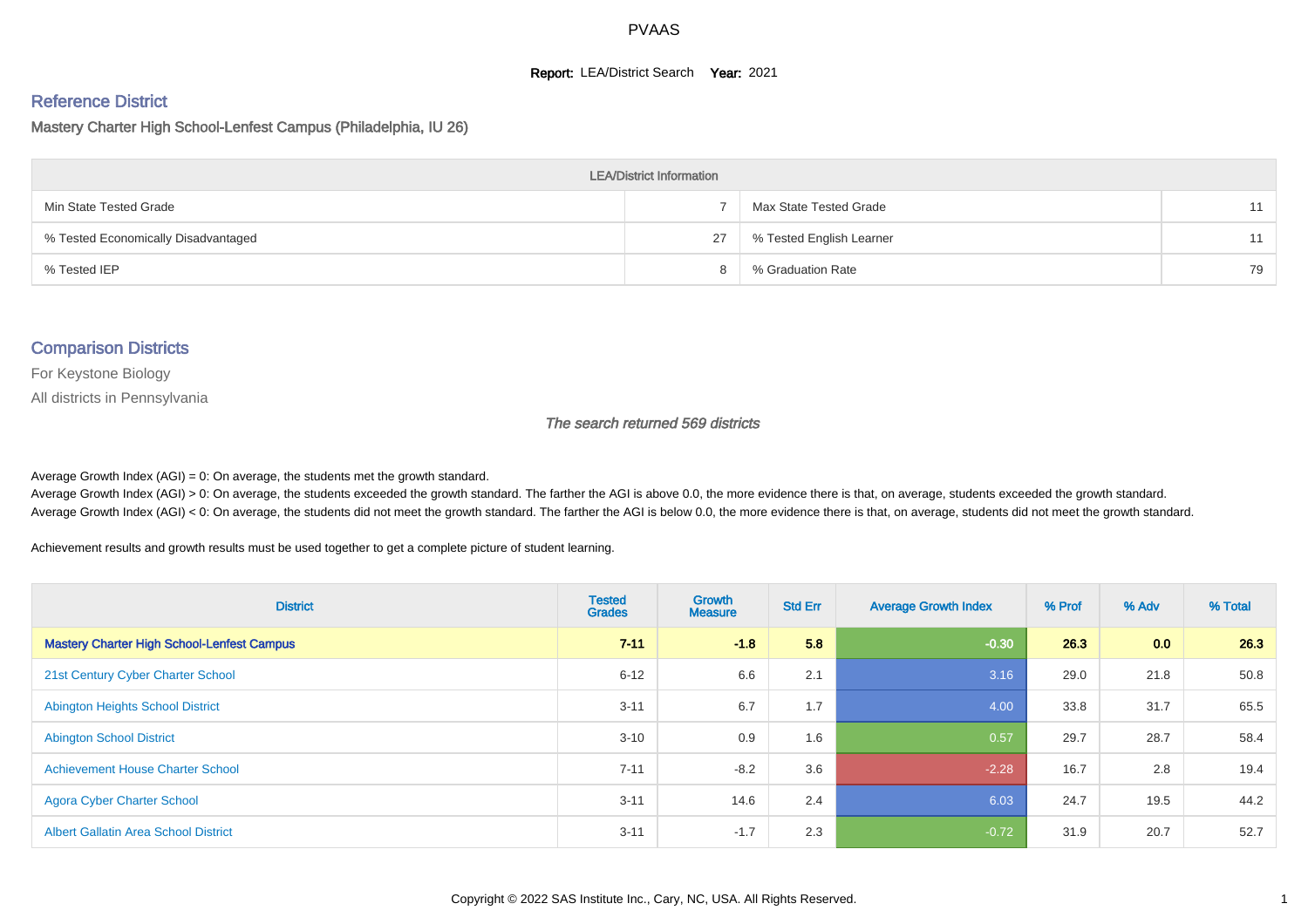# PVAAS

**Report:** LEA/District Search **Year:** 2021

## Reference District

Mastery Charter High School-Lenfest Campus (Philadelphia, IU 26)

| LEA/District Information | | | |
|---|---|---|---|
| Min State Tested Grade | 7 | Max State Tested Grade | 11 |
| % Tested Economically Disadvantaged | 27 | % Tested English Learner | 11 |
| % Tested IEP | 8 | % Graduation Rate | 79 |

## Comparison Districts

For Keystone Biology

All districts in Pennsylvania

*The search returned 569 districts*

Average Growth Index (AGI) = 0: On average, the students met the growth standard.

Average Growth Index (AGI) > 0: On average, the students exceeded the growth standard. The farther the AGI is above 0.0, the more evidence there is that, on average, students exceeded the growth standard.

Average Growth Index (AGI) < 0: On average, the students did not meet the growth standard. The farther the AGI is below 0.0, the more evidence there is that, on average, students did not meet the growth standard.

Achievement results and growth results must be used together to get a complete picture of student learning.

| District | Tested Grades | Growth Measure | Std Err | Average Growth Index | % Prof | % Adv | % Total |
|---|---|---|---|---|---|---|---|
| **Mastery Charter High School-Lenfest Campus** | **7-11** | **-1.8** | **5.8** | **-0.30** | **26.3** | **0.0** | **26.3** |
| 21st Century Cyber Charter School | 6-12 | 6.6 | 2.1 | 3.16 | 29.0 | 21.8 | 50.8 |
| Abington Heights School District | 3-11 | 6.7 | 1.7 | 4.00 | 33.8 | 31.7 | 65.5 |
| Abington School District | 3-10 | 0.9 | 1.6 | 0.57 | 29.7 | 28.7 | 58.4 |
| Achievement House Charter School | 7-11 | -8.2 | 3.6 | -2.28 | 16.7 | 2.8 | 19.4 |
| Agora Cyber Charter School | 3-11 | 14.6 | 2.4 | 6.03 | 24.7 | 19.5 | 44.2 |
| Albert Gallatin Area School District | 3-11 | -1.7 | 2.3 | -0.72 | 31.9 | 20.7 | 52.7 |

Copyright © 2022 SAS Institute Inc., Cary, NC, USA. All Rights Reserved.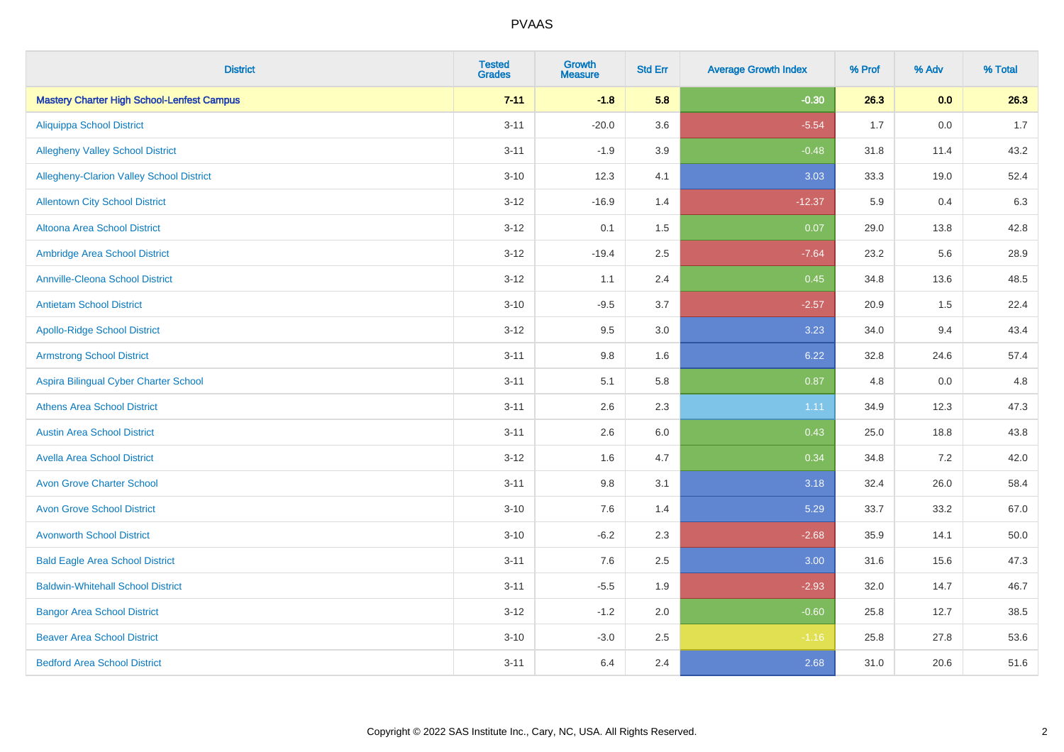# PVAAS

| District | Tested Grades | Growth Measure | Std Err | Average Growth Index | % Prof | % Adv | % Total |
|---|---|---|---|---|---|---|---|
| **Mastery Charter High School-Lenfest Campus** | **7-11** | **-1.8** | **5.8** | **-0.30** | **26.3** | **0.0** | **26.3** |
| Aliquippa School District | 3-11 | -20.0 | 3.6 | -5.54 | 1.7 | 0.0 | 1.7 |
| Allegheny Valley School District | 3-11 | -1.9 | 3.9 | -0.48 | 31.8 | 11.4 | 43.2 |
| Allegheny-Clarion Valley School District | 3-10 | 12.3 | 4.1 | 3.03 | 33.3 | 19.0 | 52.4 |
| Allentown City School District | 3-12 | -16.9 | 1.4 | -12.37 | 5.9 | 0.4 | 6.3 |
| Altoona Area School District | 3-12 | 0.1 | 1.5 | 0.07 | 29.0 | 13.8 | 42.8 |
| Ambridge Area School District | 3-12 | -19.4 | 2.5 | -7.64 | 23.2 | 5.6 | 28.9 |
| Annville-Cleona School District | 3-12 | 1.1 | 2.4 | 0.45 | 34.8 | 13.6 | 48.5 |
| Antietam School District | 3-10 | -9.5 | 3.7 | -2.57 | 20.9 | 1.5 | 22.4 |
| Apollo-Ridge School District | 3-12 | 9.5 | 3.0 | 3.23 | 34.0 | 9.4 | 43.4 |
| Armstrong School District | 3-11 | 9.8 | 1.6 | 6.22 | 32.8 | 24.6 | 57.4 |
| Aspira Bilingual Cyber Charter School | 3-11 | 5.1 | 5.8 | 0.87 | 4.8 | 0.0 | 4.8 |
| Athens Area School District | 3-11 | 2.6 | 2.3 | 1.11 | 34.9 | 12.3 | 47.3 |
| Austin Area School District | 3-11 | 2.6 | 6.0 | 0.43 | 25.0 | 18.8 | 43.8 |
| Avella Area School District | 3-12 | 1.6 | 4.7 | 0.34 | 34.8 | 7.2 | 42.0 |
| Avon Grove Charter School | 3-11 | 9.8 | 3.1 | 3.18 | 32.4 | 26.0 | 58.4 |
| Avon Grove School District | 3-10 | 7.6 | 1.4 | 5.29 | 33.7 | 33.2 | 67.0 |
| Avonworth School District | 3-10 | -6.2 | 2.3 | -2.68 | 35.9 | 14.1 | 50.0 |
| Bald Eagle Area School District | 3-11 | 7.6 | 2.5 | 3.00 | 31.6 | 15.6 | 47.3 |
| Baldwin-Whitehall School District | 3-11 | -5.5 | 1.9 | -2.93 | 32.0 | 14.7 | 46.7 |
| Bangor Area School District | 3-12 | -1.2 | 2.0 | -0.60 | 25.8 | 12.7 | 38.5 |
| Beaver Area School District | 3-10 | -3.0 | 2.5 | -1.16 | 25.8 | 27.8 | 53.6 |
| Bedford Area School District | 3-11 | 6.4 | 2.4 | 2.68 | 31.0 | 20.6 | 51.6 |

Copyright © 2022 SAS Institute Inc., Cary, NC, USA. All Rights Reserved.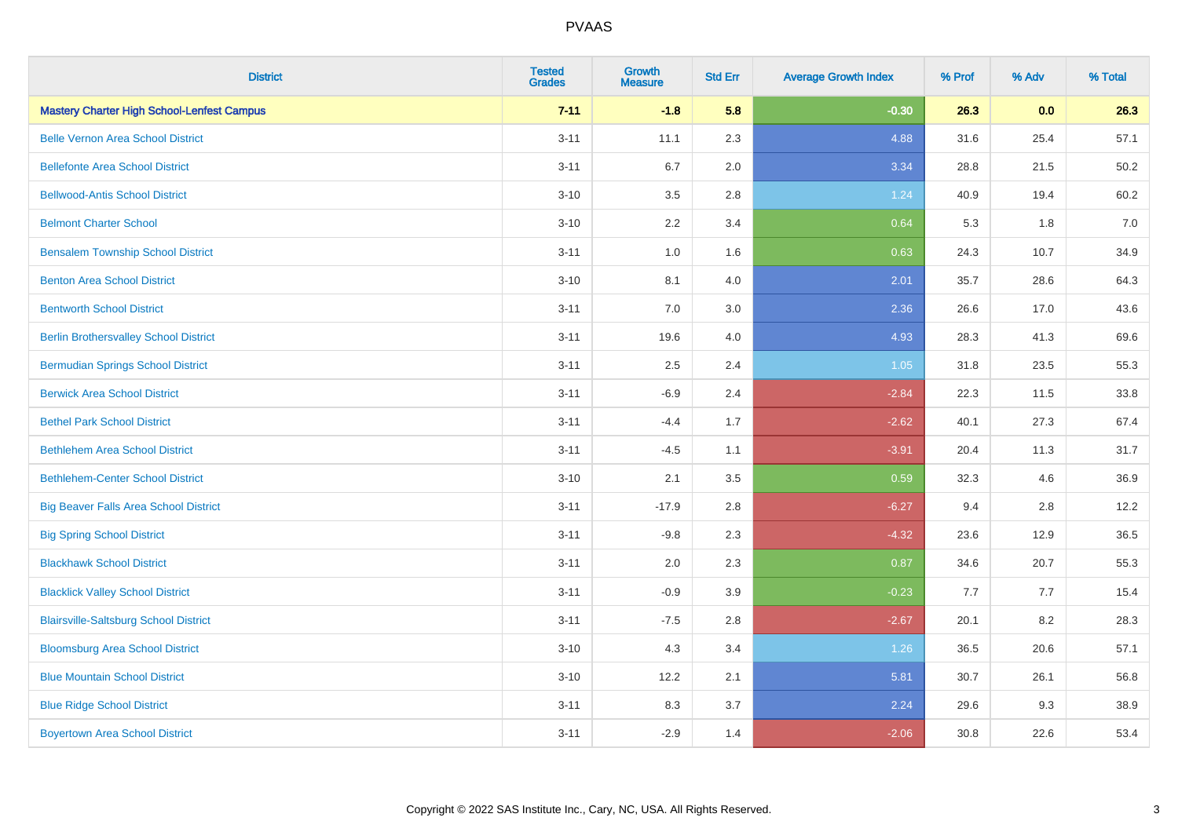| District | Tested Grades | Growth Measure | Std Err | Average Growth Index | % Prof | % Adv | % Total |
|---|---|---|---|---|---|---|---|
| **Mastery Charter High School-Lenfest Campus** | **7-11** | **-1.8** | **5.8** | **-0.30** | **26.3** | **0.0** | **26.3** |
| Belle Vernon Area School District | 3-11 | 11.1 | 2.3 | 4.88 | 31.6 | 25.4 | 57.1 |
| Bellefonte Area School District | 3-11 | 6.7 | 2.0 | 3.34 | 28.8 | 21.5 | 50.2 |
| Bellwood-Antis School District | 3-10 | 3.5 | 2.8 | 1.24 | 40.9 | 19.4 | 60.2 |
| Belmont Charter School | 3-10 | 2.2 | 3.4 | 0.64 | 5.3 | 1.8 | 7.0 |
| Bensalem Township School District | 3-11 | 1.0 | 1.6 | 0.63 | 24.3 | 10.7 | 34.9 |
| Benton Area School District | 3-10 | 8.1 | 4.0 | 2.01 | 35.7 | 28.6 | 64.3 |
| Bentworth School District | 3-11 | 7.0 | 3.0 | 2.36 | 26.6 | 17.0 | 43.6 |
| Berlin Brothersvalley School District | 3-11 | 19.6 | 4.0 | 4.93 | 28.3 | 41.3 | 69.6 |
| Bermudian Springs School District | 3-11 | 2.5 | 2.4 | 1.05 | 31.8 | 23.5 | 55.3 |
| Berwick Area School District | 3-11 | -6.9 | 2.4 | -2.84 | 22.3 | 11.5 | 33.8 |
| Bethel Park School District | 3-11 | -4.4 | 1.7 | -2.62 | 40.1 | 27.3 | 67.4 |
| Bethlehem Area School District | 3-11 | -4.5 | 1.1 | -3.91 | 20.4 | 11.3 | 31.7 |
| Bethlehem-Center School District | 3-10 | 2.1 | 3.5 | 0.59 | 32.3 | 4.6 | 36.9 |
| Big Beaver Falls Area School District | 3-11 | -17.9 | 2.8 | -6.27 | 9.4 | 2.8 | 12.2 |
| Big Spring School District | 3-11 | -9.8 | 2.3 | -4.32 | 23.6 | 12.9 | 36.5 |
| Blackhawk School District | 3-11 | 2.0 | 2.3 | 0.87 | 34.6 | 20.7 | 55.3 |
| Blacklick Valley School District | 3-11 | -0.9 | 3.9 | -0.23 | 7.7 | 7.7 | 15.4 |
| Blairsville-Saltsburg School District | 3-11 | -7.5 | 2.8 | -2.67 | 20.1 | 8.2 | 28.3 |
| Bloomsburg Area School District | 3-10 | 4.3 | 3.4 | 1.26 | 36.5 | 20.6 | 57.1 |
| Blue Mountain School District | 3-10 | 12.2 | 2.1 | 5.81 | 30.7 | 26.1 | 56.8 |
| Blue Ridge School District | 3-11 | 8.3 | 3.7 | 2.24 | 29.6 | 9.3 | 38.9 |
| Boyertown Area School District | 3-11 | -2.9 | 1.4 | -2.06 | 30.8 | 22.6 | 53.4 |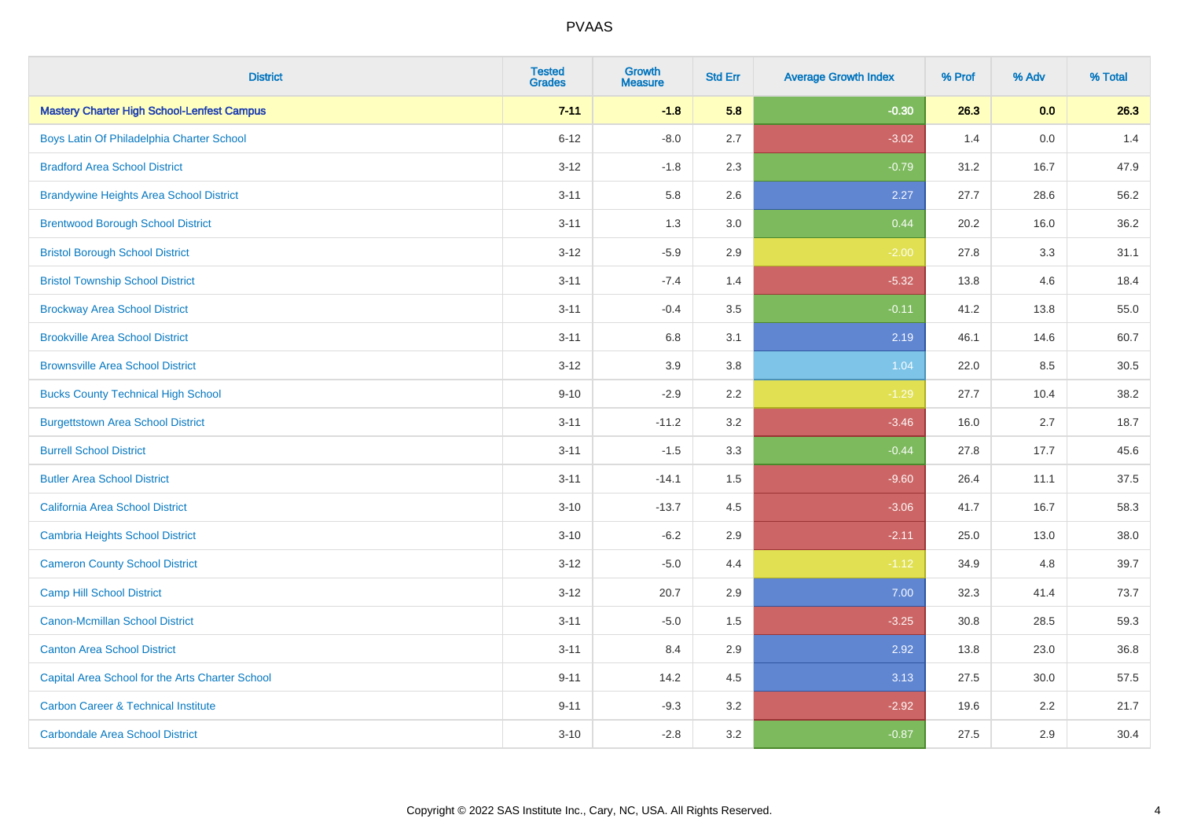| District | Tested Grades | Growth Measure | Std Err | Average Growth Index | % Prof | % Adv | % Total |
|---|---|---|---|---|---|---|---|
| **Mastery Charter High School-Lenfest Campus** | **7-11** | **-1.8** | **5.8** | **-0.30** | **26.3** | **0.0** | **26.3** |
| Boys Latin Of Philadelphia Charter School | 6-12 | -8.0 | 2.7 | -3.02 | 1.4 | 0.0 | 1.4 |
| Bradford Area School District | 3-12 | -1.8 | 2.3 | -0.79 | 31.2 | 16.7 | 47.9 |
| Brandywine Heights Area School District | 3-11 | 5.8 | 2.6 | 2.27 | 27.7 | 28.6 | 56.2 |
| Brentwood Borough School District | 3-11 | 1.3 | 3.0 | 0.44 | 20.2 | 16.0 | 36.2 |
| Bristol Borough School District | 3-12 | -5.9 | 2.9 | -2.00 | 27.8 | 3.3 | 31.1 |
| Bristol Township School District | 3-11 | -7.4 | 1.4 | -5.32 | 13.8 | 4.6 | 18.4 |
| Brockway Area School District | 3-11 | -0.4 | 3.5 | -0.11 | 41.2 | 13.8 | 55.0 |
| Brookville Area School District | 3-11 | 6.8 | 3.1 | 2.19 | 46.1 | 14.6 | 60.7 |
| Brownsville Area School District | 3-12 | 3.9 | 3.8 | 1.04 | 22.0 | 8.5 | 30.5 |
| Bucks County Technical High School | 9-10 | -2.9 | 2.2 | -1.29 | 27.7 | 10.4 | 38.2 |
| Burgettstown Area School District | 3-11 | -11.2 | 3.2 | -3.46 | 16.0 | 2.7 | 18.7 |
| Burrell School District | 3-11 | -1.5 | 3.3 | -0.44 | 27.8 | 17.7 | 45.6 |
| Butler Area School District | 3-11 | -14.1 | 1.5 | -9.60 | 26.4 | 11.1 | 37.5 |
| California Area School District | 3-10 | -13.7 | 4.5 | -3.06 | 41.7 | 16.7 | 58.3 |
| Cambria Heights School District | 3-10 | -6.2 | 2.9 | -2.11 | 25.0 | 13.0 | 38.0 |
| Cameron County School District | 3-12 | -5.0 | 4.4 | -1.12 | 34.9 | 4.8 | 39.7 |
| Camp Hill School District | 3-12 | 20.7 | 2.9 | 7.00 | 32.3 | 41.4 | 73.7 |
| Canon-Mcmillan School District | 3-11 | -5.0 | 1.5 | -3.25 | 30.8 | 28.5 | 59.3 |
| Canton Area School District | 3-11 | 8.4 | 2.9 | 2.92 | 13.8 | 23.0 | 36.8 |
| Capital Area School for the Arts Charter School | 9-11 | 14.2 | 4.5 | 3.13 | 27.5 | 30.0 | 57.5 |
| Carbon Career & Technical Institute | 9-11 | -9.3 | 3.2 | -2.92 | 19.6 | 2.2 | 21.7 |
| Carbondale Area School District | 3-10 | -2.8 | 3.2 | -0.87 | 27.5 | 2.9 | 30.4 |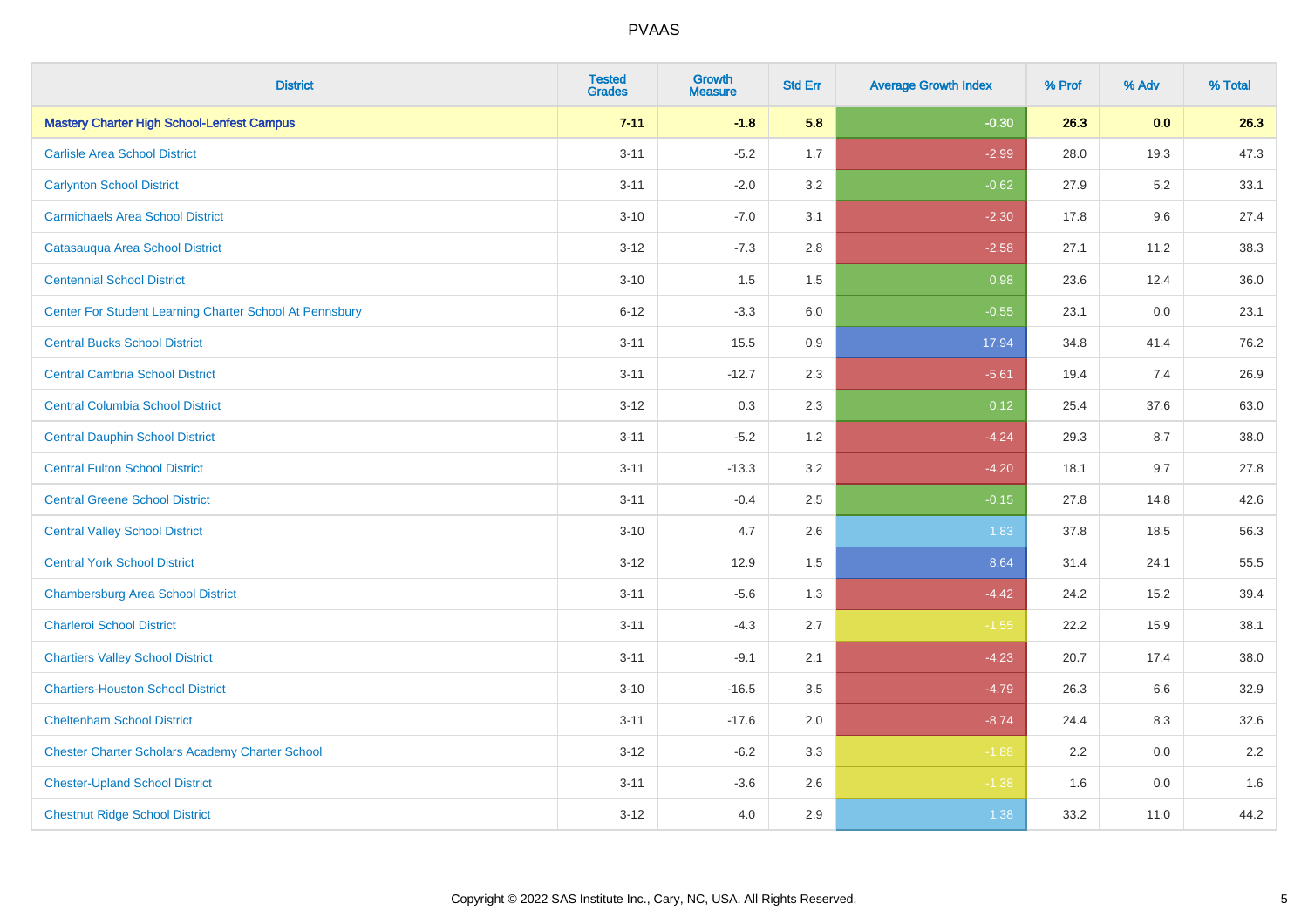| District | Tested Grades | Growth Measure | Std Err | Average Growth Index | % Prof | % Adv | % Total |
|---|---|---|---|---|---|---|---|
| **Mastery Charter High School-Lenfest Campus** | **7-11** | **-1.8** | **5.8** | **-0.30** | **26.3** | **0.0** | **26.3** |
| Carlisle Area School District | 3-11 | -5.2 | 1.7 | -2.99 | 28.0 | 19.3 | 47.3 |
| Carlynton School District | 3-11 | -2.0 | 3.2 | -0.62 | 27.9 | 5.2 | 33.1 |
| Carmichaels Area School District | 3-10 | -7.0 | 3.1 | -2.30 | 17.8 | 9.6 | 27.4 |
| Catasauqua Area School District | 3-12 | -7.3 | 2.8 | -2.58 | 27.1 | 11.2 | 38.3 |
| Centennial School District | 3-10 | 1.5 | 1.5 | 0.98 | 23.6 | 12.4 | 36.0 |
| Center For Student Learning Charter School At Pennsbury | 6-12 | -3.3 | 6.0 | -0.55 | 23.1 | 0.0 | 23.1 |
| Central Bucks School District | 3-11 | 15.5 | 0.9 | 17.94 | 34.8 | 41.4 | 76.2 |
| Central Cambria School District | 3-11 | -12.7 | 2.3 | -5.61 | 19.4 | 7.4 | 26.9 |
| Central Columbia School District | 3-12 | 0.3 | 2.3 | 0.12 | 25.4 | 37.6 | 63.0 |
| Central Dauphin School District | 3-11 | -5.2 | 1.2 | -4.24 | 29.3 | 8.7 | 38.0 |
| Central Fulton School District | 3-11 | -13.3 | 3.2 | -4.20 | 18.1 | 9.7 | 27.8 |
| Central Greene School District | 3-11 | -0.4 | 2.5 | -0.15 | 27.8 | 14.8 | 42.6 |
| Central Valley School District | 3-10 | 4.7 | 2.6 | 1.83 | 37.8 | 18.5 | 56.3 |
| Central York School District | 3-12 | 12.9 | 1.5 | 8.64 | 31.4 | 24.1 | 55.5 |
| Chambersburg Area School District | 3-11 | -5.6 | 1.3 | -4.42 | 24.2 | 15.2 | 39.4 |
| Charleroi School District | 3-11 | -4.3 | 2.7 | -1.55 | 22.2 | 15.9 | 38.1 |
| Chartiers Valley School District | 3-11 | -9.1 | 2.1 | -4.23 | 20.7 | 17.4 | 38.0 |
| Chartiers-Houston School District | 3-10 | -16.5 | 3.5 | -4.79 | 26.3 | 6.6 | 32.9 |
| Cheltenham School District | 3-11 | -17.6 | 2.0 | -8.74 | 24.4 | 8.3 | 32.6 |
| Chester Charter Scholars Academy Charter School | 3-12 | -6.2 | 3.3 | -1.88 | 2.2 | 0.0 | 2.2 |
| Chester-Upland School District | 3-11 | -3.6 | 2.6 | -1.38 | 1.6 | 0.0 | 1.6 |
| Chestnut Ridge School District | 3-12 | 4.0 | 2.9 | 1.38 | 33.2 | 11.0 | 44.2 |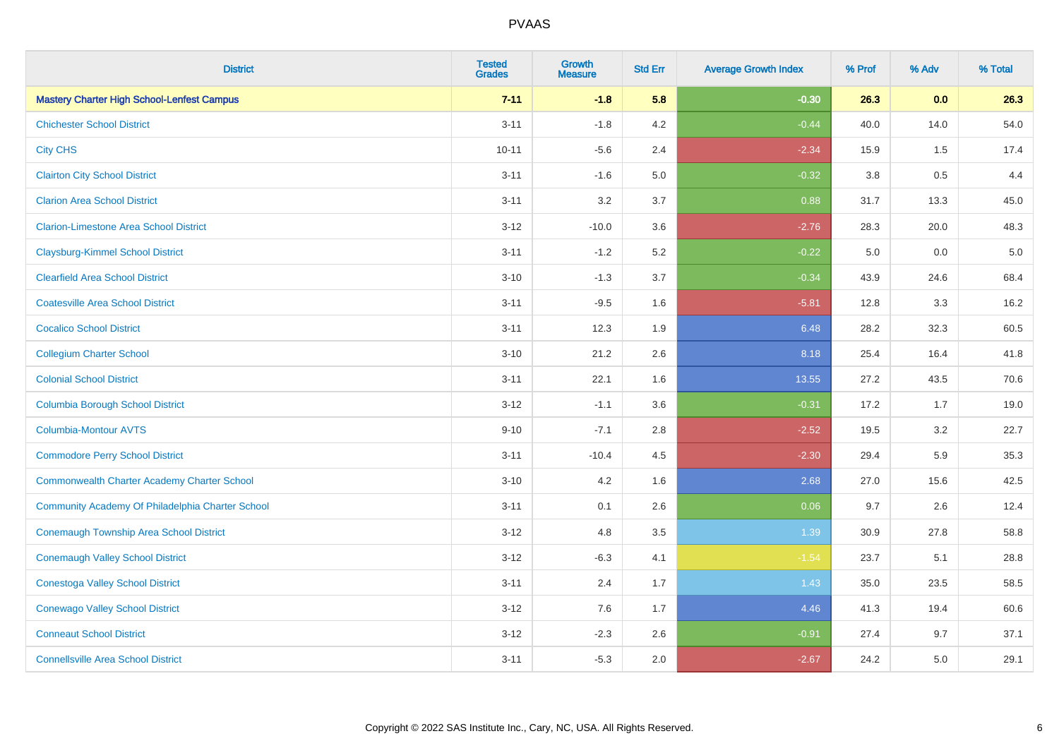| District | Tested Grades | Growth Measure | Std Err | Average Growth Index | % Prof | % Adv | % Total |
|---|---|---|---|---|---|---|---|
| **Mastery Charter High School-Lenfest Campus** | **7-11** | **-1.8** | **5.8** | **-0.30** | **26.3** | **0.0** | **26.3** |
| Chichester School District | 3-11 | -1.8 | 4.2 | -0.44 | 40.0 | 14.0 | 54.0 |
| City CHS | 10-11 | -5.6 | 2.4 | -2.34 | 15.9 | 1.5 | 17.4 |
| Clairton City School District | 3-11 | -1.6 | 5.0 | -0.32 | 3.8 | 0.5 | 4.4 |
| Clarion Area School District | 3-11 | 3.2 | 3.7 | 0.88 | 31.7 | 13.3 | 45.0 |
| Clarion-Limestone Area School District | 3-12 | -10.0 | 3.6 | -2.76 | 28.3 | 20.0 | 48.3 |
| Claysburg-Kimmel School District | 3-11 | -1.2 | 5.2 | -0.22 | 5.0 | 0.0 | 5.0 |
| Clearfield Area School District | 3-10 | -1.3 | 3.7 | -0.34 | 43.9 | 24.6 | 68.4 |
| Coatesville Area School District | 3-11 | -9.5 | 1.6 | -5.81 | 12.8 | 3.3 | 16.2 |
| Cocalico School District | 3-11 | 12.3 | 1.9 | 6.48 | 28.2 | 32.3 | 60.5 |
| Collegium Charter School | 3-10 | 21.2 | 2.6 | 8.18 | 25.4 | 16.4 | 41.8 |
| Colonial School District | 3-11 | 22.1 | 1.6 | 13.55 | 27.2 | 43.5 | 70.6 |
| Columbia Borough School District | 3-12 | -1.1 | 3.6 | -0.31 | 17.2 | 1.7 | 19.0 |
| Columbia-Montour AVTS | 9-10 | -7.1 | 2.8 | -2.52 | 19.5 | 3.2 | 22.7 |
| Commodore Perry School District | 3-11 | -10.4 | 4.5 | -2.30 | 29.4 | 5.9 | 35.3 |
| Commonwealth Charter Academy Charter School | 3-10 | 4.2 | 1.6 | 2.68 | 27.0 | 15.6 | 42.5 |
| Community Academy Of Philadelphia Charter School | 3-11 | 0.1 | 2.6 | 0.06 | 9.7 | 2.6 | 12.4 |
| Conemaugh Township Area School District | 3-12 | 4.8 | 3.5 | 1.39 | 30.9 | 27.8 | 58.8 |
| Conemaugh Valley School District | 3-12 | -6.3 | 4.1 | -1.54 | 23.7 | 5.1 | 28.8 |
| Conestoga Valley School District | 3-11 | 2.4 | 1.7 | 1.43 | 35.0 | 23.5 | 58.5 |
| Conewago Valley School District | 3-12 | 7.6 | 1.7 | 4.46 | 41.3 | 19.4 | 60.6 |
| Conneaut School District | 3-12 | -2.3 | 2.6 | -0.91 | 27.4 | 9.7 | 37.1 |
| Connellsville Area School District | 3-11 | -5.3 | 2.0 | -2.67 | 24.2 | 5.0 | 29.1 |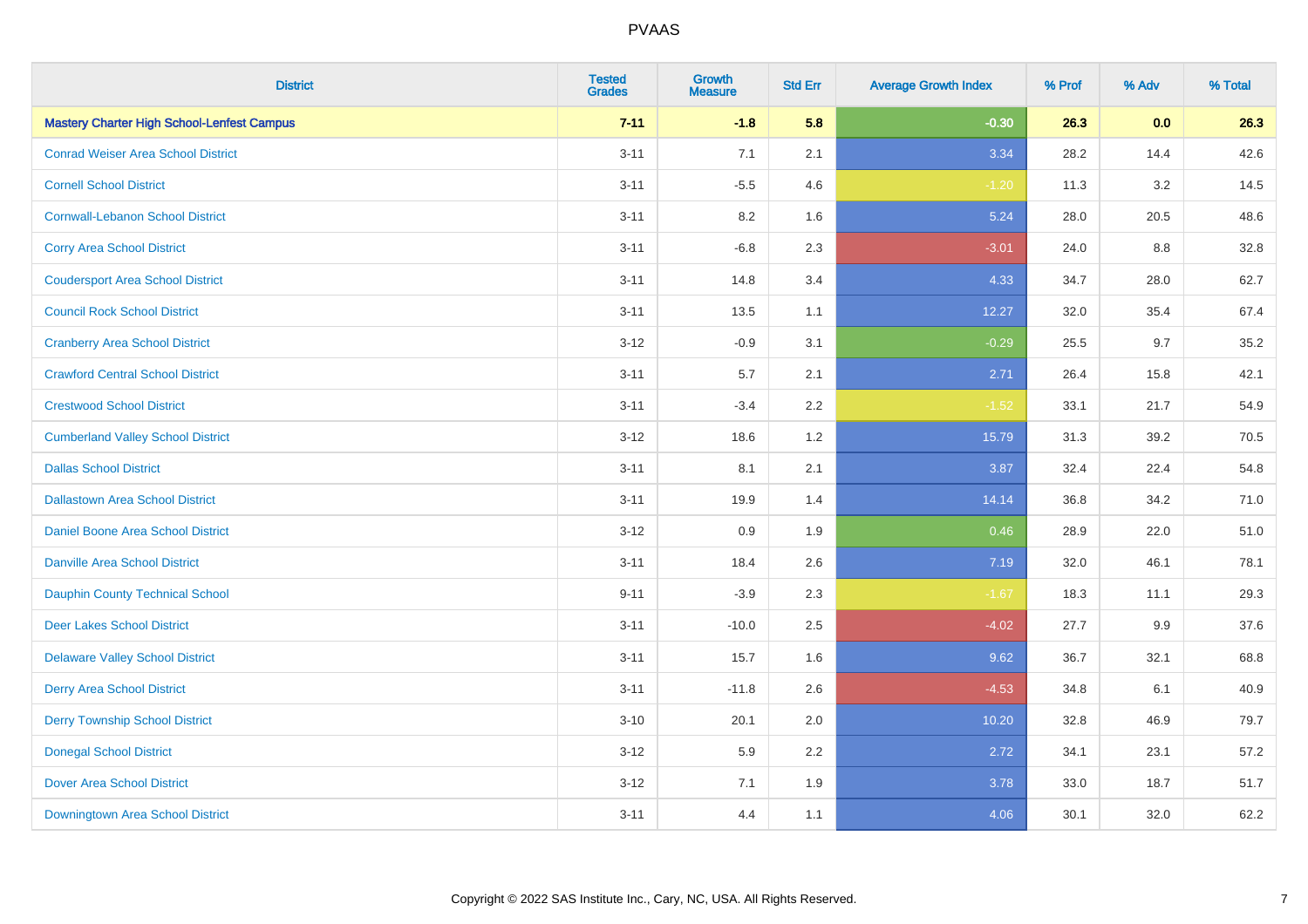# PVAAS

| District | Tested Grades | Growth Measure | Std Err | Average Growth Index | % Prof | % Adv | % Total |
|---|---|---|---|---|---|---|---|
| **Mastery Charter High School-Lenfest Campus** | **7-11** | **-1.8** | **5.8** | **-0.30** | **26.3** | **0.0** | **26.3** |
| Conrad Weiser Area School District | 3-11 | 7.1 | 2.1 | 3.34 | 28.2 | 14.4 | 42.6 |
| Cornell School District | 3-11 | -5.5 | 4.6 | -1.20 | 11.3 | 3.2 | 14.5 |
| Cornwall-Lebanon School District | 3-11 | 8.2 | 1.6 | 5.24 | 28.0 | 20.5 | 48.6 |
| Corry Area School District | 3-11 | -6.8 | 2.3 | -3.01 | 24.0 | 8.8 | 32.8 |
| Coudersport Area School District | 3-11 | 14.8 | 3.4 | 4.33 | 34.7 | 28.0 | 62.7 |
| Council Rock School District | 3-11 | 13.5 | 1.1 | 12.27 | 32.0 | 35.4 | 67.4 |
| Cranberry Area School District | 3-12 | -0.9 | 3.1 | -0.29 | 25.5 | 9.7 | 35.2 |
| Crawford Central School District | 3-11 | 5.7 | 2.1 | 2.71 | 26.4 | 15.8 | 42.1 |
| Crestwood School District | 3-11 | -3.4 | 2.2 | -1.52 | 33.1 | 21.7 | 54.9 |
| Cumberland Valley School District | 3-12 | 18.6 | 1.2 | 15.79 | 31.3 | 39.2 | 70.5 |
| Dallas School District | 3-11 | 8.1 | 2.1 | 3.87 | 32.4 | 22.4 | 54.8 |
| Dallastown Area School District | 3-11 | 19.9 | 1.4 | 14.14 | 36.8 | 34.2 | 71.0 |
| Daniel Boone Area School District | 3-12 | 0.9 | 1.9 | 0.46 | 28.9 | 22.0 | 51.0 |
| Danville Area School District | 3-11 | 18.4 | 2.6 | 7.19 | 32.0 | 46.1 | 78.1 |
| Dauphin County Technical School | 9-11 | -3.9 | 2.3 | -1.67 | 18.3 | 11.1 | 29.3 |
| Deer Lakes School District | 3-11 | -10.0 | 2.5 | -4.02 | 27.7 | 9.9 | 37.6 |
| Delaware Valley School District | 3-11 | 15.7 | 1.6 | 9.62 | 36.7 | 32.1 | 68.8 |
| Derry Area School District | 3-11 | -11.8 | 2.6 | -4.53 | 34.8 | 6.1 | 40.9 |
| Derry Township School District | 3-10 | 20.1 | 2.0 | 10.20 | 32.8 | 46.9 | 79.7 |
| Donegal School District | 3-12 | 5.9 | 2.2 | 2.72 | 34.1 | 23.1 | 57.2 |
| Dover Area School District | 3-12 | 7.1 | 1.9 | 3.78 | 33.0 | 18.7 | 51.7 |
| Downingtown Area School District | 3-11 | 4.4 | 1.1 | 4.06 | 30.1 | 32.0 | 62.2 |

Copyright © 2022 SAS Institute Inc., Cary, NC, USA. All Rights Reserved.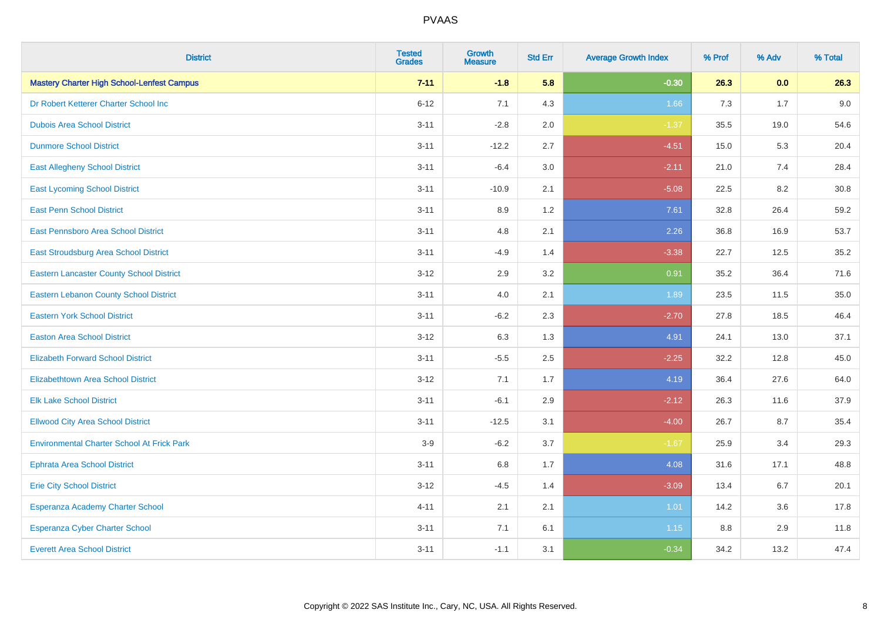| District | Tested Grades | Growth Measure | Std Err | Average Growth Index | % Prof | % Adv | % Total |
|---|---|---|---|---|---|---|---|
| **Mastery Charter High School-Lenfest Campus** | **7-11** | **-1.8** | **5.8** | **-0.30** | **26.3** | **0.0** | **26.3** |
| Dr Robert Ketterer Charter School Inc | 6-12 | 7.1 | 4.3 | 1.66 | 7.3 | 1.7 | 9.0 |
| Dubois Area School District | 3-11 | -2.8 | 2.0 | -1.37 | 35.5 | 19.0 | 54.6 |
| Dunmore School District | 3-11 | -12.2 | 2.7 | -4.51 | 15.0 | 5.3 | 20.4 |
| East Allegheny School District | 3-11 | -6.4 | 3.0 | -2.11 | 21.0 | 7.4 | 28.4 |
| East Lycoming School District | 3-11 | -10.9 | 2.1 | -5.08 | 22.5 | 8.2 | 30.8 |
| East Penn School District | 3-11 | 8.9 | 1.2 | 7.61 | 32.8 | 26.4 | 59.2 |
| East Pennsboro Area School District | 3-11 | 4.8 | 2.1 | 2.26 | 36.8 | 16.9 | 53.7 |
| East Stroudsburg Area School District | 3-11 | -4.9 | 1.4 | -3.38 | 22.7 | 12.5 | 35.2 |
| Eastern Lancaster County School District | 3-12 | 2.9 | 3.2 | 0.91 | 35.2 | 36.4 | 71.6 |
| Eastern Lebanon County School District | 3-11 | 4.0 | 2.1 | 1.89 | 23.5 | 11.5 | 35.0 |
| Eastern York School District | 3-11 | -6.2 | 2.3 | -2.70 | 27.8 | 18.5 | 46.4 |
| Easton Area School District | 3-12 | 6.3 | 1.3 | 4.91 | 24.1 | 13.0 | 37.1 |
| Elizabeth Forward School District | 3-11 | -5.5 | 2.5 | -2.25 | 32.2 | 12.8 | 45.0 |
| Elizabethtown Area School District | 3-12 | 7.1 | 1.7 | 4.19 | 36.4 | 27.6 | 64.0 |
| Elk Lake School District | 3-11 | -6.1 | 2.9 | -2.12 | 26.3 | 11.6 | 37.9 |
| Ellwood City Area School District | 3-11 | -12.5 | 3.1 | -4.00 | 26.7 | 8.7 | 35.4 |
| Environmental Charter School At Frick Park | 3-9 | -6.2 | 3.7 | -1.67 | 25.9 | 3.4 | 29.3 |
| Ephrata Area School District | 3-11 | 6.8 | 1.7 | 4.08 | 31.6 | 17.1 | 48.8 |
| Erie City School District | 3-12 | -4.5 | 1.4 | -3.09 | 13.4 | 6.7 | 20.1 |
| Esperanza Academy Charter School | 4-11 | 2.1 | 2.1 | 1.01 | 14.2 | 3.6 | 17.8 |
| Esperanza Cyber Charter School | 3-11 | 7.1 | 6.1 | 1.15 | 8.8 | 2.9 | 11.8 |
| Everett Area School District | 3-11 | -1.1 | 3.1 | -0.34 | 34.2 | 13.2 | 47.4 |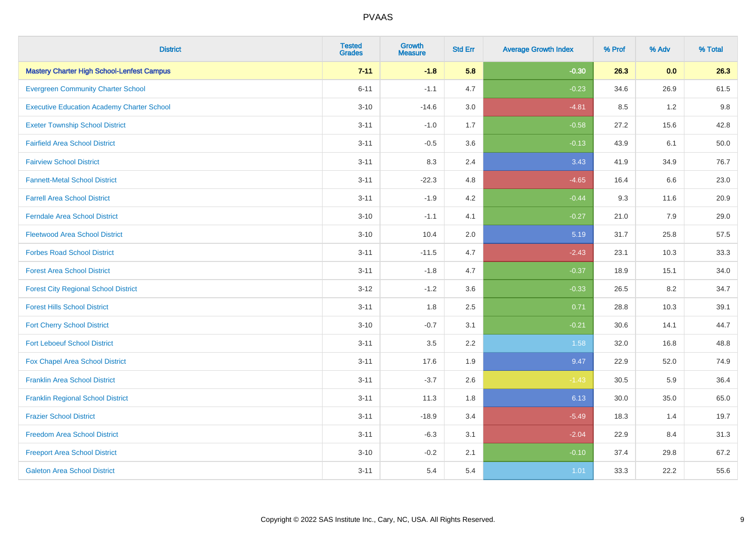# PVAAS

| District | Tested Grades | Growth Measure | Std Err | Average Growth Index | % Prof | % Adv | % Total |
|---|---|---|---|---|---|---|---|
| **Mastery Charter High School-Lenfest Campus** | **7-11** | **-1.8** | **5.8** | **-0.30** | **26.3** | **0.0** | **26.3** |
| Evergreen Community Charter School | 6-11 | -1.1 | 4.7 | -0.23 | 34.6 | 26.9 | 61.5 |
| Executive Education Academy Charter School | 3-10 | -14.6 | 3.0 | -4.81 | 8.5 | 1.2 | 9.8 |
| Exeter Township School District | 3-11 | -1.0 | 1.7 | -0.58 | 27.2 | 15.6 | 42.8 |
| Fairfield Area School District | 3-11 | -0.5 | 3.6 | -0.13 | 43.9 | 6.1 | 50.0 |
| Fairview School District | 3-11 | 8.3 | 2.4 | 3.43 | 41.9 | 34.9 | 76.7 |
| Fannett-Metal School District | 3-11 | -22.3 | 4.8 | -4.65 | 16.4 | 6.6 | 23.0 |
| Farrell Area School District | 3-11 | -1.9 | 4.2 | -0.44 | 9.3 | 11.6 | 20.9 |
| Ferndale Area School District | 3-10 | -1.1 | 4.1 | -0.27 | 21.0 | 7.9 | 29.0 |
| Fleetwood Area School District | 3-10 | 10.4 | 2.0 | 5.19 | 31.7 | 25.8 | 57.5 |
| Forbes Road School District | 3-11 | -11.5 | 4.7 | -2.43 | 23.1 | 10.3 | 33.3 |
| Forest Area School District | 3-11 | -1.8 | 4.7 | -0.37 | 18.9 | 15.1 | 34.0 |
| Forest City Regional School District | 3-12 | -1.2 | 3.6 | -0.33 | 26.5 | 8.2 | 34.7 |
| Forest Hills School District | 3-11 | 1.8 | 2.5 | 0.71 | 28.8 | 10.3 | 39.1 |
| Fort Cherry School District | 3-10 | -0.7 | 3.1 | -0.21 | 30.6 | 14.1 | 44.7 |
| Fort Leboeuf School District | 3-11 | 3.5 | 2.2 | 1.58 | 32.0 | 16.8 | 48.8 |
| Fox Chapel Area School District | 3-11 | 17.6 | 1.9 | 9.47 | 22.9 | 52.0 | 74.9 |
| Franklin Area School District | 3-11 | -3.7 | 2.6 | -1.43 | 30.5 | 5.9 | 36.4 |
| Franklin Regional School District | 3-11 | 11.3 | 1.8 | 6.13 | 30.0 | 35.0 | 65.0 |
| Frazier School District | 3-11 | -18.9 | 3.4 | -5.49 | 18.3 | 1.4 | 19.7 |
| Freedom Area School District | 3-11 | -6.3 | 3.1 | -2.04 | 22.9 | 8.4 | 31.3 |
| Freeport Area School District | 3-10 | -0.2 | 2.1 | -0.10 | 37.4 | 29.8 | 67.2 |
| Galeton Area School District | 3-11 | 5.4 | 5.4 | 1.01 | 33.3 | 22.2 | 55.6 |

Copyright © 2022 SAS Institute Inc., Cary, NC, USA. All Rights Reserved.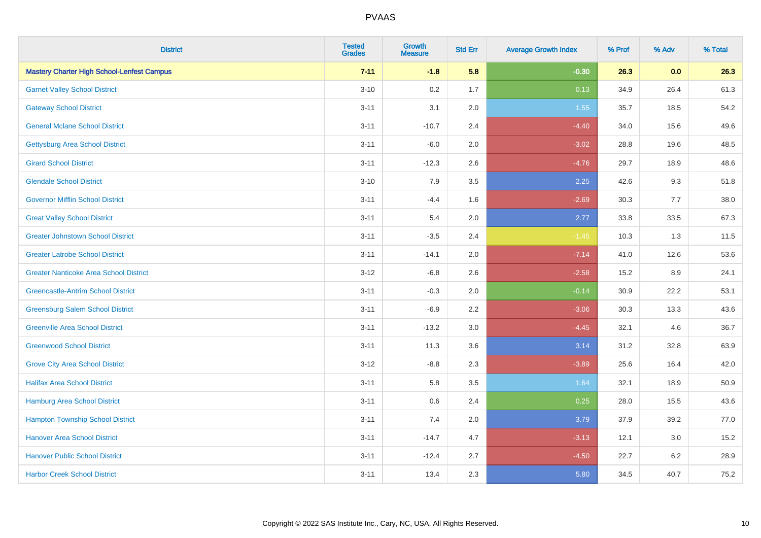| District | Tested Grades | Growth Measure | Std Err | Average Growth Index | % Prof | % Adv | % Total |
|---|---|---|---|---|---|---|---|
| **Mastery Charter High School-Lenfest Campus** | **7-11** | **-1.8** | **5.8** | **-0.30** | **26.3** | **0.0** | **26.3** |
| Garnet Valley School District | 3-10 | 0.2 | 1.7 | 0.13 | 34.9 | 26.4 | 61.3 |
| Gateway School District | 3-11 | 3.1 | 2.0 | 1.55 | 35.7 | 18.5 | 54.2 |
| General Mclane School District | 3-11 | -10.7 | 2.4 | -4.40 | 34.0 | 15.6 | 49.6 |
| Gettysburg Area School District | 3-11 | -6.0 | 2.0 | -3.02 | 28.8 | 19.6 | 48.5 |
| Girard School District | 3-11 | -12.3 | 2.6 | -4.76 | 29.7 | 18.9 | 48.6 |
| Glendale School District | 3-10 | 7.9 | 3.5 | 2.25 | 42.6 | 9.3 | 51.8 |
| Governor Mifflin School District | 3-11 | -4.4 | 1.6 | -2.69 | 30.3 | 7.7 | 38.0 |
| Great Valley School District | 3-11 | 5.4 | 2.0 | 2.77 | 33.8 | 33.5 | 67.3 |
| Greater Johnstown School District | 3-11 | -3.5 | 2.4 | -1.45 | 10.3 | 1.3 | 11.5 |
| Greater Latrobe School District | 3-11 | -14.1 | 2.0 | -7.14 | 41.0 | 12.6 | 53.6 |
| Greater Nanticoke Area School District | 3-12 | -6.8 | 2.6 | -2.58 | 15.2 | 8.9 | 24.1 |
| Greencastle-Antrim School District | 3-11 | -0.3 | 2.0 | -0.14 | 30.9 | 22.2 | 53.1 |
| Greensburg Salem School District | 3-11 | -6.9 | 2.2 | -3.06 | 30.3 | 13.3 | 43.6 |
| Greenville Area School District | 3-11 | -13.2 | 3.0 | -4.45 | 32.1 | 4.6 | 36.7 |
| Greenwood School District | 3-11 | 11.3 | 3.6 | 3.14 | 31.2 | 32.8 | 63.9 |
| Grove City Area School District | 3-12 | -8.8 | 2.3 | -3.89 | 25.6 | 16.4 | 42.0 |
| Halifax Area School District | 3-11 | 5.8 | 3.5 | 1.64 | 32.1 | 18.9 | 50.9 |
| Hamburg Area School District | 3-11 | 0.6 | 2.4 | 0.25 | 28.0 | 15.5 | 43.6 |
| Hampton Township School District | 3-11 | 7.4 | 2.0 | 3.79 | 37.9 | 39.2 | 77.0 |
| Hanover Area School District | 3-11 | -14.7 | 4.7 | -3.13 | 12.1 | 3.0 | 15.2 |
| Hanover Public School District | 3-11 | -12.4 | 2.7 | -4.50 | 22.7 | 6.2 | 28.9 |
| Harbor Creek School District | 3-11 | 13.4 | 2.3 | 5.80 | 34.5 | 40.7 | 75.2 |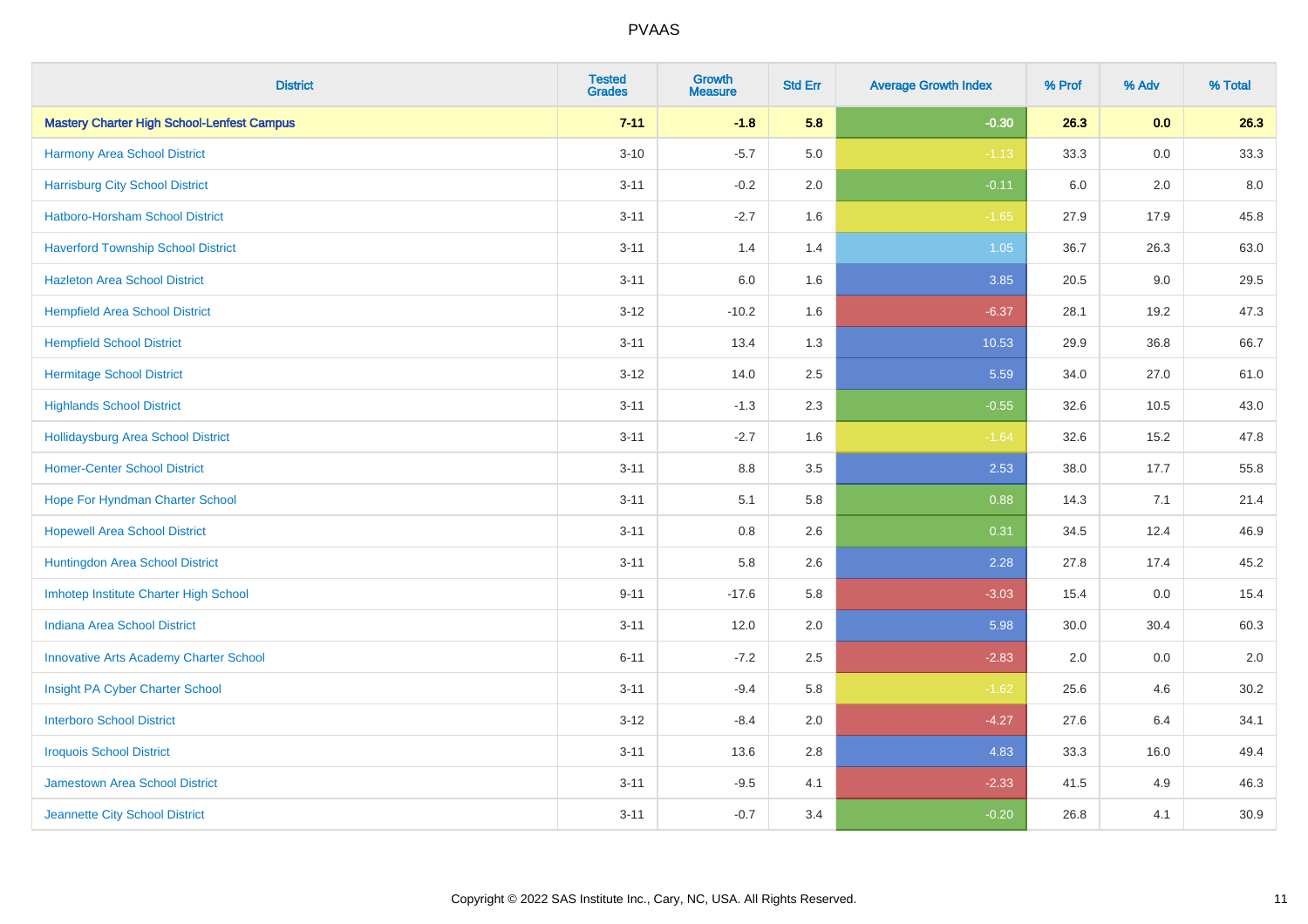| District | Tested Grades | Growth Measure | Std Err | Average Growth Index | % Prof | % Adv | % Total |
|---|---|---|---|---|---|---|---|
| **Mastery Charter High School-Lenfest Campus** | **7-11** | **-1.8** | **5.8** | **-0.30** | **26.3** | **0.0** | **26.3** |
| Harmony Area School District | 3-10 | -5.7 | 5.0 | -1.13 | 33.3 | 0.0 | 33.3 |
| Harrisburg City School District | 3-11 | -0.2 | 2.0 | -0.11 | 6.0 | 2.0 | 8.0 |
| Hatboro-Horsham School District | 3-11 | -2.7 | 1.6 | -1.65 | 27.9 | 17.9 | 45.8 |
| Haverford Township School District | 3-11 | 1.4 | 1.4 | 1.05 | 36.7 | 26.3 | 63.0 |
| Hazleton Area School District | 3-11 | 6.0 | 1.6 | 3.85 | 20.5 | 9.0 | 29.5 |
| Hempfield Area School District | 3-12 | -10.2 | 1.6 | -6.37 | 28.1 | 19.2 | 47.3 |
| Hempfield School District | 3-11 | 13.4 | 1.3 | 10.53 | 29.9 | 36.8 | 66.7 |
| Hermitage School District | 3-12 | 14.0 | 2.5 | 5.59 | 34.0 | 27.0 | 61.0 |
| Highlands School District | 3-11 | -1.3 | 2.3 | -0.55 | 32.6 | 10.5 | 43.0 |
| Hollidaysburg Area School District | 3-11 | -2.7 | 1.6 | -1.64 | 32.6 | 15.2 | 47.8 |
| Homer-Center School District | 3-11 | 8.8 | 3.5 | 2.53 | 38.0 | 17.7 | 55.8 |
| Hope For Hyndman Charter School | 3-11 | 5.1 | 5.8 | 0.88 | 14.3 | 7.1 | 21.4 |
| Hopewell Area School District | 3-11 | 0.8 | 2.6 | 0.31 | 34.5 | 12.4 | 46.9 |
| Huntingdon Area School District | 3-11 | 5.8 | 2.6 | 2.28 | 27.8 | 17.4 | 45.2 |
| Imhotep Institute Charter High School | 9-11 | -17.6 | 5.8 | -3.03 | 15.4 | 0.0 | 15.4 |
| Indiana Area School District | 3-11 | 12.0 | 2.0 | 5.98 | 30.0 | 30.4 | 60.3 |
| Innovative Arts Academy Charter School | 6-11 | -7.2 | 2.5 | -2.83 | 2.0 | 0.0 | 2.0 |
| Insight PA Cyber Charter School | 3-11 | -9.4 | 5.8 | -1.62 | 25.6 | 4.6 | 30.2 |
| Interboro School District | 3-12 | -8.4 | 2.0 | -4.27 | 27.6 | 6.4 | 34.1 |
| Iroquois School District | 3-11 | 13.6 | 2.8 | 4.83 | 33.3 | 16.0 | 49.4 |
| Jamestown Area School District | 3-11 | -9.5 | 4.1 | -2.33 | 41.5 | 4.9 | 46.3 |
| Jeannette City School District | 3-11 | -0.7 | 3.4 | -0.20 | 26.8 | 4.1 | 30.9 |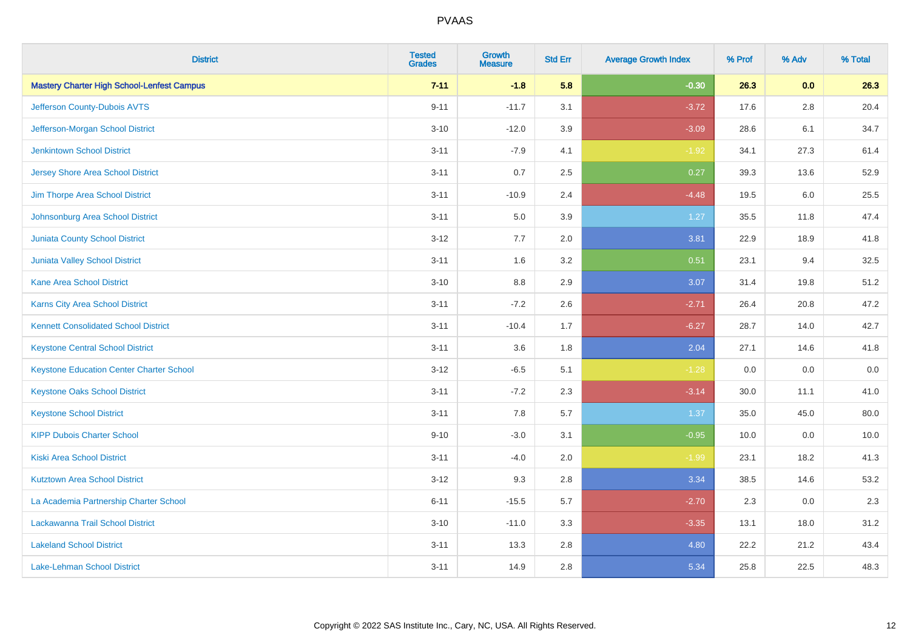# PVAAS

| District | Tested Grades | Growth Measure | Std Err | Average Growth Index | % Prof | % Adv | % Total |
|---|---|---|---|---|---|---|---|
| **Mastery Charter High School-Lenfest Campus** | **7-11** | **-1.8** | **5.8** | **-0.30** | **26.3** | **0.0** | **26.3** |
| Jefferson County-Dubois AVTS | 9-11 | -11.7 | 3.1 | -3.72 | 17.6 | 2.8 | 20.4 |
| Jefferson-Morgan School District | 3-10 | -12.0 | 3.9 | -3.09 | 28.6 | 6.1 | 34.7 |
| Jenkintown School District | 3-11 | -7.9 | 4.1 | -1.92 | 34.1 | 27.3 | 61.4 |
| Jersey Shore Area School District | 3-11 | 0.7 | 2.5 | 0.27 | 39.3 | 13.6 | 52.9 |
| Jim Thorpe Area School District | 3-11 | -10.9 | 2.4 | -4.48 | 19.5 | 6.0 | 25.5 |
| Johnsonburg Area School District | 3-11 | 5.0 | 3.9 | 1.27 | 35.5 | 11.8 | 47.4 |
| Juniata County School District | 3-12 | 7.7 | 2.0 | 3.81 | 22.9 | 18.9 | 41.8 |
| Juniata Valley School District | 3-11 | 1.6 | 3.2 | 0.51 | 23.1 | 9.4 | 32.5 |
| Kane Area School District | 3-10 | 8.8 | 2.9 | 3.07 | 31.4 | 19.8 | 51.2 |
| Karns City Area School District | 3-11 | -7.2 | 2.6 | -2.71 | 26.4 | 20.8 | 47.2 |
| Kennett Consolidated School District | 3-11 | -10.4 | 1.7 | -6.27 | 28.7 | 14.0 | 42.7 |
| Keystone Central School District | 3-11 | 3.6 | 1.8 | 2.04 | 27.1 | 14.6 | 41.8 |
| Keystone Education Center Charter School | 3-12 | -6.5 | 5.1 | -1.28 | 0.0 | 0.0 | 0.0 |
| Keystone Oaks School District | 3-11 | -7.2 | 2.3 | -3.14 | 30.0 | 11.1 | 41.0 |
| Keystone School District | 3-11 | 7.8 | 5.7 | 1.37 | 35.0 | 45.0 | 80.0 |
| KIPP Dubois Charter School | 9-10 | -3.0 | 3.1 | -0.95 | 10.0 | 0.0 | 10.0 |
| Kiski Area School District | 3-11 | -4.0 | 2.0 | -1.99 | 23.1 | 18.2 | 41.3 |
| Kutztown Area School District | 3-12 | 9.3 | 2.8 | 3.34 | 38.5 | 14.6 | 53.2 |
| La Academia Partnership Charter School | 6-11 | -15.5 | 5.7 | -2.70 | 2.3 | 0.0 | 2.3 |
| Lackawanna Trail School District | 3-10 | -11.0 | 3.3 | -3.35 | 13.1 | 18.0 | 31.2 |
| Lakeland School District | 3-11 | 13.3 | 2.8 | 4.80 | 22.2 | 21.2 | 43.4 |
| Lake-Lehman School District | 3-11 | 14.9 | 2.8 | 5.34 | 25.8 | 22.5 | 48.3 |

Copyright © 2022 SAS Institute Inc., Cary, NC, USA. All Rights Reserved.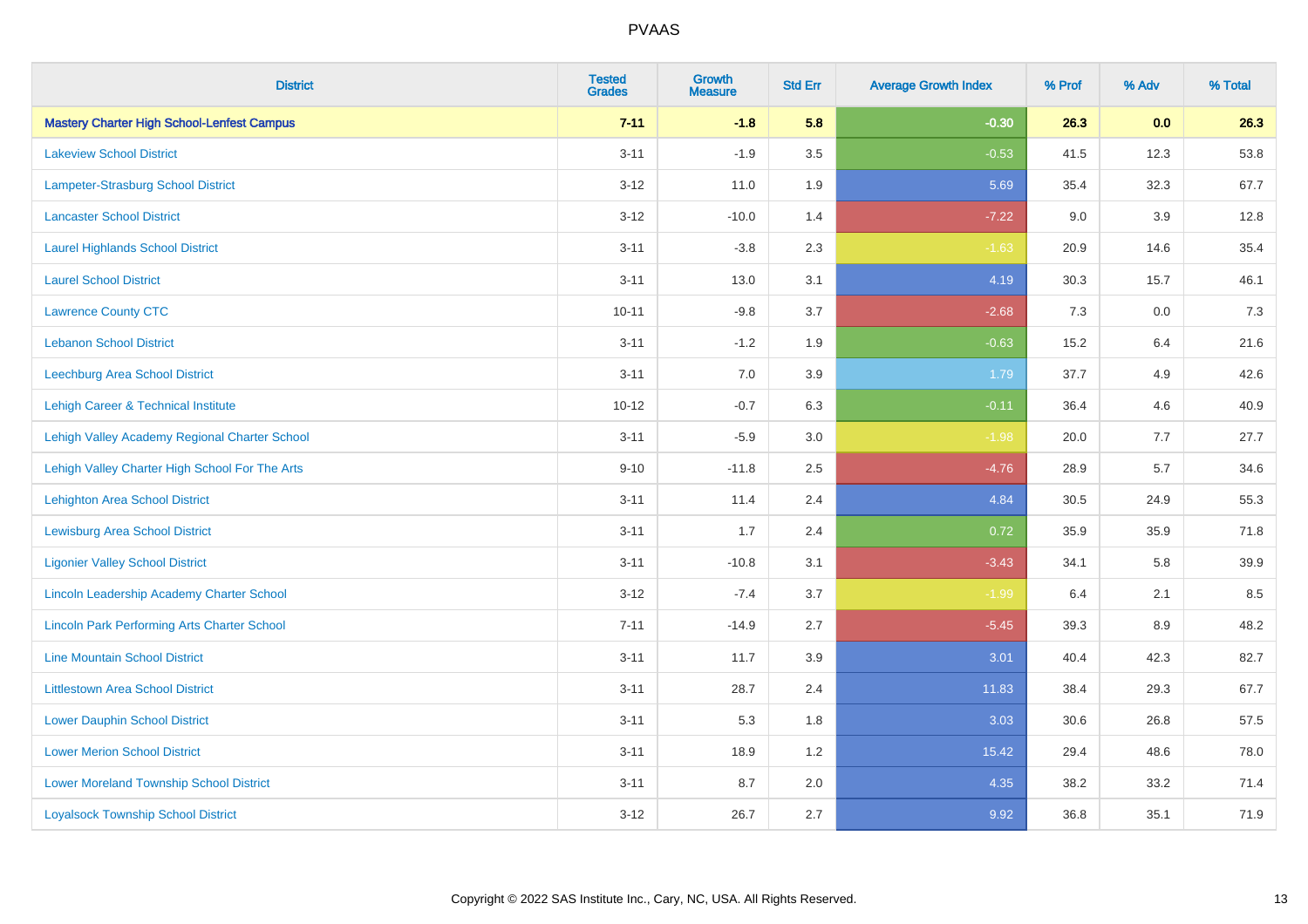# PVAAS

| District | Tested Grades | Growth Measure | Std Err | Average Growth Index | % Prof | % Adv | % Total |
|---|---|---|---|---|---|---|---|
| **Mastery Charter High School-Lenfest Campus** | **7-11** | **-1.8** | **5.8** | **-0.30** | **26.3** | **0.0** | **26.3** |
| Lakeview School District | 3-11 | -1.9 | 3.5 | -0.53 | 41.5 | 12.3 | 53.8 |
| Lampeter-Strasburg School District | 3-12 | 11.0 | 1.9 | 5.69 | 35.4 | 32.3 | 67.7 |
| Lancaster School District | 3-12 | -10.0 | 1.4 | -7.22 | 9.0 | 3.9 | 12.8 |
| Laurel Highlands School District | 3-11 | -3.8 | 2.3 | -1.63 | 20.9 | 14.6 | 35.4 |
| Laurel School District | 3-11 | 13.0 | 3.1 | 4.19 | 30.3 | 15.7 | 46.1 |
| Lawrence County CTC | 10-11 | -9.8 | 3.7 | -2.68 | 7.3 | 0.0 | 7.3 |
| Lebanon School District | 3-11 | -1.2 | 1.9 | -0.63 | 15.2 | 6.4 | 21.6 |
| Leechburg Area School District | 3-11 | 7.0 | 3.9 | 1.79 | 37.7 | 4.9 | 42.6 |
| Lehigh Career & Technical Institute | 10-12 | -0.7 | 6.3 | -0.11 | 36.4 | 4.6 | 40.9 |
| Lehigh Valley Academy Regional Charter School | 3-11 | -5.9 | 3.0 | -1.98 | 20.0 | 7.7 | 27.7 |
| Lehigh Valley Charter High School For The Arts | 9-10 | -11.8 | 2.5 | -4.76 | 28.9 | 5.7 | 34.6 |
| Lehighton Area School District | 3-11 | 11.4 | 2.4 | 4.84 | 30.5 | 24.9 | 55.3 |
| Lewisburg Area School District | 3-11 | 1.7 | 2.4 | 0.72 | 35.9 | 35.9 | 71.8 |
| Ligonier Valley School District | 3-11 | -10.8 | 3.1 | -3.43 | 34.1 | 5.8 | 39.9 |
| Lincoln Leadership Academy Charter School | 3-12 | -7.4 | 3.7 | -1.99 | 6.4 | 2.1 | 8.5 |
| Lincoln Park Performing Arts Charter School | 7-11 | -14.9 | 2.7 | -5.45 | 39.3 | 8.9 | 48.2 |
| Line Mountain School District | 3-11 | 11.7 | 3.9 | 3.01 | 40.4 | 42.3 | 82.7 |
| Littlestown Area School District | 3-11 | 28.7 | 2.4 | 11.83 | 38.4 | 29.3 | 67.7 |
| Lower Dauphin School District | 3-11 | 5.3 | 1.8 | 3.03 | 30.6 | 26.8 | 57.5 |
| Lower Merion School District | 3-11 | 18.9 | 1.2 | 15.42 | 29.4 | 48.6 | 78.0 |
| Lower Moreland Township School District | 3-11 | 8.7 | 2.0 | 4.35 | 38.2 | 33.2 | 71.4 |
| Loyalsock Township School District | 3-12 | 26.7 | 2.7 | 9.92 | 36.8 | 35.1 | 71.9 |

Copyright © 2022 SAS Institute Inc., Cary, NC, USA. All Rights Reserved.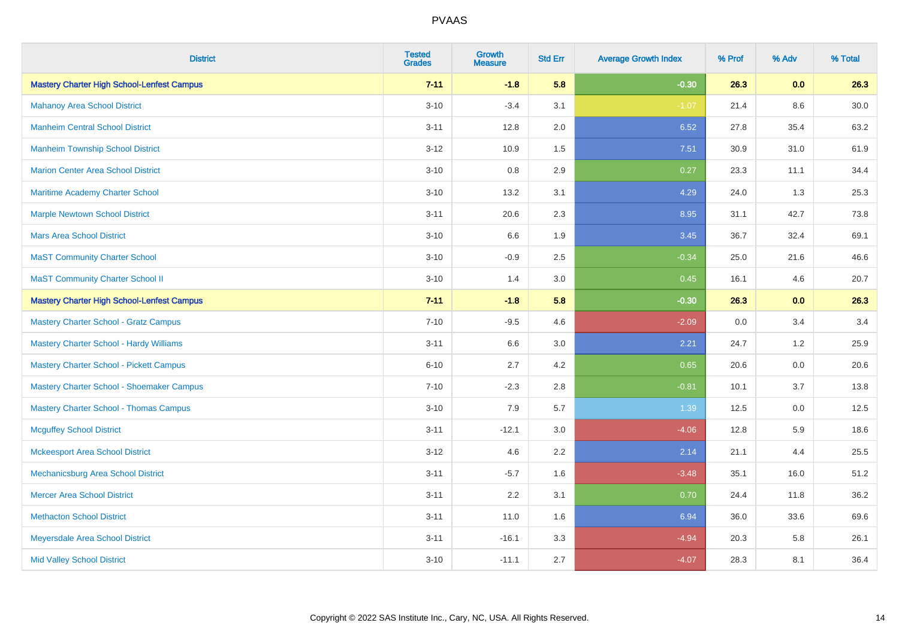| District | Tested Grades | Growth Measure | Std Err | Average Growth Index | % Prof | % Adv | % Total |
|---|---|---|---|---|---|---|---|
| **Mastery Charter High School-Lenfest Campus** | **7-11** | **-1.8** | **5.8** | **-0.30** | **26.3** | **0.0** | **26.3** |
| Mahanoy Area School District | 3-10 | -3.4 | 3.1 | -1.07 | 21.4 | 8.6 | 30.0 |
| Manheim Central School District | 3-11 | 12.8 | 2.0 | 6.52 | 27.8 | 35.4 | 63.2 |
| Manheim Township School District | 3-12 | 10.9 | 1.5 | 7.51 | 30.9 | 31.0 | 61.9 |
| Marion Center Area School District | 3-10 | 0.8 | 2.9 | 0.27 | 23.3 | 11.1 | 34.4 |
| Maritime Academy Charter School | 3-10 | 13.2 | 3.1 | 4.29 | 24.0 | 1.3 | 25.3 |
| Marple Newtown School District | 3-11 | 20.6 | 2.3 | 8.95 | 31.1 | 42.7 | 73.8 |
| Mars Area School District | 3-10 | 6.6 | 1.9 | 3.45 | 36.7 | 32.4 | 69.1 |
| MaST Community Charter School | 3-10 | -0.9 | 2.5 | -0.34 | 25.0 | 21.6 | 46.6 |
| MaST Community Charter School II | 3-10 | 1.4 | 3.0 | 0.45 | 16.1 | 4.6 | 20.7 |
| **Mastery Charter High School-Lenfest Campus** | **7-11** | **-1.8** | **5.8** | **-0.30** | **26.3** | **0.0** | **26.3** |
| Mastery Charter School - Gratz Campus | 7-10 | -9.5 | 4.6 | -2.09 | 0.0 | 3.4 | 3.4 |
| Mastery Charter School - Hardy Williams | 3-11 | 6.6 | 3.0 | 2.21 | 24.7 | 1.2 | 25.9 |
| Mastery Charter School - Pickett Campus | 6-10 | 2.7 | 4.2 | 0.65 | 20.6 | 0.0 | 20.6 |
| Mastery Charter School - Shoemaker Campus | 7-10 | -2.3 | 2.8 | -0.81 | 10.1 | 3.7 | 13.8 |
| Mastery Charter School - Thomas Campus | 3-10 | 7.9 | 5.7 | 1.39 | 12.5 | 0.0 | 12.5 |
| Mcguffey School District | 3-11 | -12.1 | 3.0 | -4.06 | 12.8 | 5.9 | 18.6 |
| Mckeesport Area School District | 3-12 | 4.6 | 2.2 | 2.14 | 21.1 | 4.4 | 25.5 |
| Mechanicsburg Area School District | 3-11 | -5.7 | 1.6 | -3.48 | 35.1 | 16.0 | 51.2 |
| Mercer Area School District | 3-11 | 2.2 | 3.1 | 0.70 | 24.4 | 11.8 | 36.2 |
| Methacton School District | 3-11 | 11.0 | 1.6 | 6.94 | 36.0 | 33.6 | 69.6 |
| Meyersdale Area School District | 3-11 | -16.1 | 3.3 | -4.94 | 20.3 | 5.8 | 26.1 |
| Mid Valley School District | 3-10 | -11.1 | 2.7 | -4.07 | 28.3 | 8.1 | 36.4 |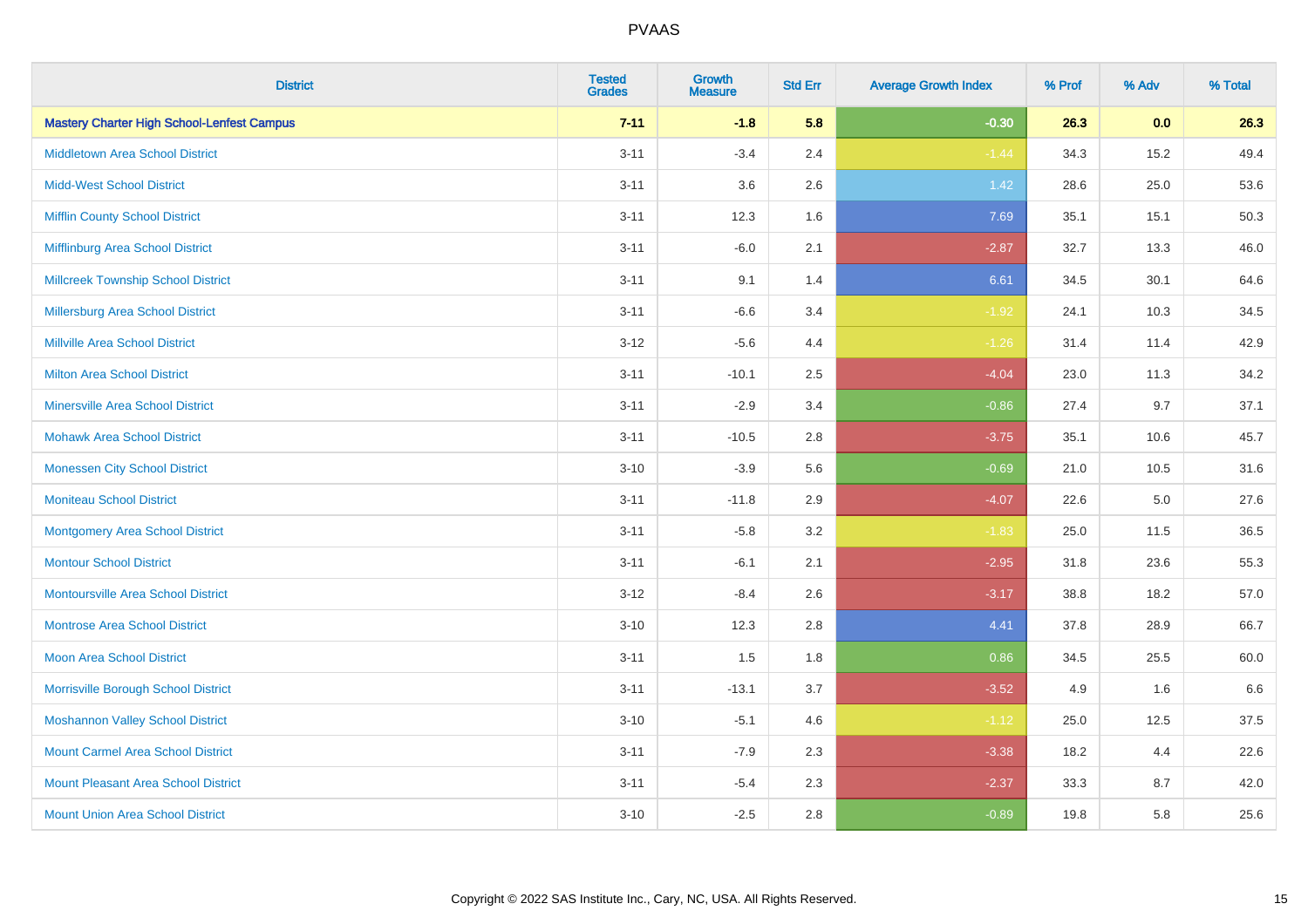| District | Tested Grades | Growth Measure | Std Err | Average Growth Index | % Prof | % Adv | % Total |
| --- | --- | --- | --- | --- | --- | --- | --- |
| **Mastery Charter High School-Lenfest Campus** | **7-11** | **-1.8** | **5.8** | **-0.30** | **26.3** | **0.0** | **26.3** |
| Middletown Area School District | 3-11 | -3.4 | 2.4 | -1.44 | 34.3 | 15.2 | 49.4 |
| Midd-West School District | 3-11 | 3.6 | 2.6 | 1.42 | 28.6 | 25.0 | 53.6 |
| Mifflin County School District | 3-11 | 12.3 | 1.6 | 7.69 | 35.1 | 15.1 | 50.3 |
| Mifflinburg Area School District | 3-11 | -6.0 | 2.1 | -2.87 | 32.7 | 13.3 | 46.0 |
| Millcreek Township School District | 3-11 | 9.1 | 1.4 | 6.61 | 34.5 | 30.1 | 64.6 |
| Millersburg Area School District | 3-11 | -6.6 | 3.4 | -1.92 | 24.1 | 10.3 | 34.5 |
| Millville Area School District | 3-12 | -5.6 | 4.4 | -1.26 | 31.4 | 11.4 | 42.9 |
| Milton Area School District | 3-11 | -10.1 | 2.5 | -4.04 | 23.0 | 11.3 | 34.2 |
| Minersville Area School District | 3-11 | -2.9 | 3.4 | -0.86 | 27.4 | 9.7 | 37.1 |
| Mohawk Area School District | 3-11 | -10.5 | 2.8 | -3.75 | 35.1 | 10.6 | 45.7 |
| Monessen City School District | 3-10 | -3.9 | 5.6 | -0.69 | 21.0 | 10.5 | 31.6 |
| Moniteau School District | 3-11 | -11.8 | 2.9 | -4.07 | 22.6 | 5.0 | 27.6 |
| Montgomery Area School District | 3-11 | -5.8 | 3.2 | -1.83 | 25.0 | 11.5 | 36.5 |
| Montour School District | 3-11 | -6.1 | 2.1 | -2.95 | 31.8 | 23.6 | 55.3 |
| Montoursville Area School District | 3-12 | -8.4 | 2.6 | -3.17 | 38.8 | 18.2 | 57.0 |
| Montrose Area School District | 3-10 | 12.3 | 2.8 | 4.41 | 37.8 | 28.9 | 66.7 |
| Moon Area School District | 3-11 | 1.5 | 1.8 | 0.86 | 34.5 | 25.5 | 60.0 |
| Morrisville Borough School District | 3-11 | -13.1 | 3.7 | -3.52 | 4.9 | 1.6 | 6.6 |
| Moshannon Valley School District | 3-10 | -5.1 | 4.6 | -1.12 | 25.0 | 12.5 | 37.5 |
| Mount Carmel Area School District | 3-11 | -7.9 | 2.3 | -3.38 | 18.2 | 4.4 | 22.6 |
| Mount Pleasant Area School District | 3-11 | -5.4 | 2.3 | -2.37 | 33.3 | 8.7 | 42.0 |
| Mount Union Area School District | 3-10 | -2.5 | 2.8 | -0.89 | 19.8 | 5.8 | 25.6 |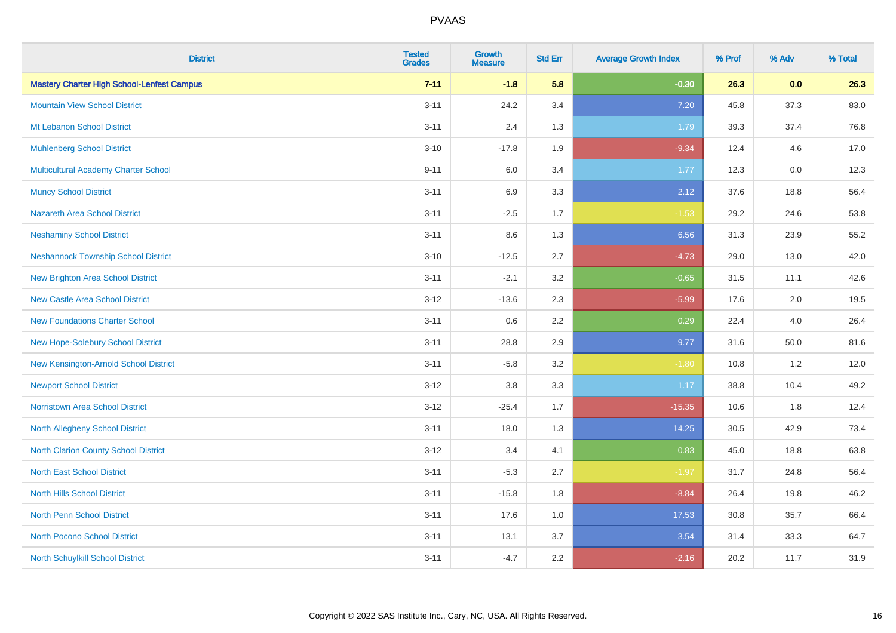| District | Tested Grades | Growth Measure | Std Err | Average Growth Index | % Prof | % Adv | % Total |
|---|---|---|---|---|---|---|---|
| **Mastery Charter High School-Lenfest Campus** | **7-11** | **-1.8** | **5.8** | **-0.30** | **26.3** | **0.0** | **26.3** |
| Mountain View School District | 3-11 | 24.2 | 3.4 | 7.20 | 45.8 | 37.3 | 83.0 |
| Mt Lebanon School District | 3-11 | 2.4 | 1.3 | 1.79 | 39.3 | 37.4 | 76.8 |
| Muhlenberg School District | 3-10 | -17.8 | 1.9 | -9.34 | 12.4 | 4.6 | 17.0 |
| Multicultural Academy Charter School | 9-11 | 6.0 | 3.4 | 1.77 | 12.3 | 0.0 | 12.3 |
| Muncy School District | 3-11 | 6.9 | 3.3 | 2.12 | 37.6 | 18.8 | 56.4 |
| Nazareth Area School District | 3-11 | -2.5 | 1.7 | -1.53 | 29.2 | 24.6 | 53.8 |
| Neshaminy School District | 3-11 | 8.6 | 1.3 | 6.56 | 31.3 | 23.9 | 55.2 |
| Neshannock Township School District | 3-10 | -12.5 | 2.7 | -4.73 | 29.0 | 13.0 | 42.0 |
| New Brighton Area School District | 3-11 | -2.1 | 3.2 | -0.65 | 31.5 | 11.1 | 42.6 |
| New Castle Area School District | 3-12 | -13.6 | 2.3 | -5.99 | 17.6 | 2.0 | 19.5 |
| New Foundations Charter School | 3-11 | 0.6 | 2.2 | 0.29 | 22.4 | 4.0 | 26.4 |
| New Hope-Solebury School District | 3-11 | 28.8 | 2.9 | 9.77 | 31.6 | 50.0 | 81.6 |
| New Kensington-Arnold School District | 3-11 | -5.8 | 3.2 | -1.80 | 10.8 | 1.2 | 12.0 |
| Newport School District | 3-12 | 3.8 | 3.3 | 1.17 | 38.8 | 10.4 | 49.2 |
| Norristown Area School District | 3-12 | -25.4 | 1.7 | -15.35 | 10.6 | 1.8 | 12.4 |
| North Allegheny School District | 3-11 | 18.0 | 1.3 | 14.25 | 30.5 | 42.9 | 73.4 |
| North Clarion County School District | 3-12 | 3.4 | 4.1 | 0.83 | 45.0 | 18.8 | 63.8 |
| North East School District | 3-11 | -5.3 | 2.7 | -1.97 | 31.7 | 24.8 | 56.4 |
| North Hills School District | 3-11 | -15.8 | 1.8 | -8.84 | 26.4 | 19.8 | 46.2 |
| North Penn School District | 3-11 | 17.6 | 1.0 | 17.53 | 30.8 | 35.7 | 66.4 |
| North Pocono School District | 3-11 | 13.1 | 3.7 | 3.54 | 31.4 | 33.3 | 64.7 |
| North Schuylkill School District | 3-11 | -4.7 | 2.2 | -2.16 | 20.2 | 11.7 | 31.9 |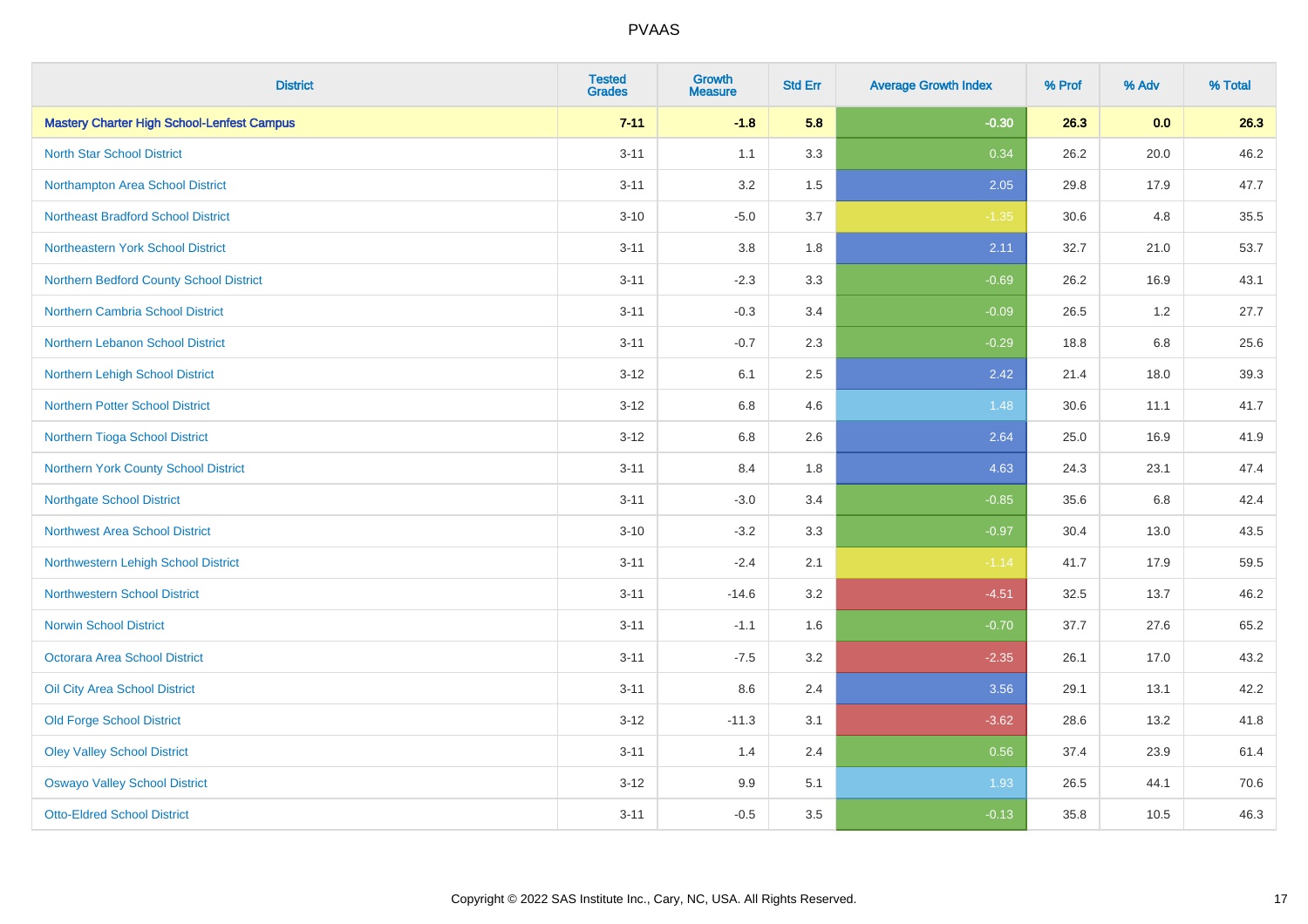PVAAS

| District | Tested Grades | Growth Measure | Std Err | Average Growth Index | % Prof | % Adv | % Total |
|---|---|---|---|---|---|---|---|
| **Mastery Charter High School-Lenfest Campus** | **7-11** | **-1.8** | **5.8** | **-0.30** | **26.3** | **0.0** | **26.3** |
| North Star School District | 3-11 | 1.1 | 3.3 | 0.34 | 26.2 | 20.0 | 46.2 |
| Northampton Area School District | 3-11 | 3.2 | 1.5 | 2.05 | 29.8 | 17.9 | 47.7 |
| Northeast Bradford School District | 3-10 | -5.0 | 3.7 | -1.35 | 30.6 | 4.8 | 35.5 |
| Northeastern York School District | 3-11 | 3.8 | 1.8 | 2.11 | 32.7 | 21.0 | 53.7 |
| Northern Bedford County School District | 3-11 | -2.3 | 3.3 | -0.69 | 26.2 | 16.9 | 43.1 |
| Northern Cambria School District | 3-11 | -0.3 | 3.4 | -0.09 | 26.5 | 1.2 | 27.7 |
| Northern Lebanon School District | 3-11 | -0.7 | 2.3 | -0.29 | 18.8 | 6.8 | 25.6 |
| Northern Lehigh School District | 3-12 | 6.1 | 2.5 | 2.42 | 21.4 | 18.0 | 39.3 |
| Northern Potter School District | 3-12 | 6.8 | 4.6 | 1.48 | 30.6 | 11.1 | 41.7 |
| Northern Tioga School District | 3-12 | 6.8 | 2.6 | 2.64 | 25.0 | 16.9 | 41.9 |
| Northern York County School District | 3-11 | 8.4 | 1.8 | 4.63 | 24.3 | 23.1 | 47.4 |
| Northgate School District | 3-11 | -3.0 | 3.4 | -0.85 | 35.6 | 6.8 | 42.4 |
| Northwest Area School District | 3-10 | -3.2 | 3.3 | -0.97 | 30.4 | 13.0 | 43.5 |
| Northwestern Lehigh School District | 3-11 | -2.4 | 2.1 | -1.14 | 41.7 | 17.9 | 59.5 |
| Northwestern School District | 3-11 | -14.6 | 3.2 | -4.51 | 32.5 | 13.7 | 46.2 |
| Norwin School District | 3-11 | -1.1 | 1.6 | -0.70 | 37.7 | 27.6 | 65.2 |
| Octorara Area School District | 3-11 | -7.5 | 3.2 | -2.35 | 26.1 | 17.0 | 43.2 |
| Oil City Area School District | 3-11 | 8.6 | 2.4 | 3.56 | 29.1 | 13.1 | 42.2 |
| Old Forge School District | 3-12 | -11.3 | 3.1 | -3.62 | 28.6 | 13.2 | 41.8 |
| Oley Valley School District | 3-11 | 1.4 | 2.4 | 0.56 | 37.4 | 23.9 | 61.4 |
| Oswayo Valley School District | 3-12 | 9.9 | 5.1 | 1.93 | 26.5 | 44.1 | 70.6 |
| Otto-Eldred School District | 3-11 | -0.5 | 3.5 | -0.13 | 35.8 | 10.5 | 46.3 |

Copyright © 2022 SAS Institute Inc., Cary, NC, USA. All Rights Reserved.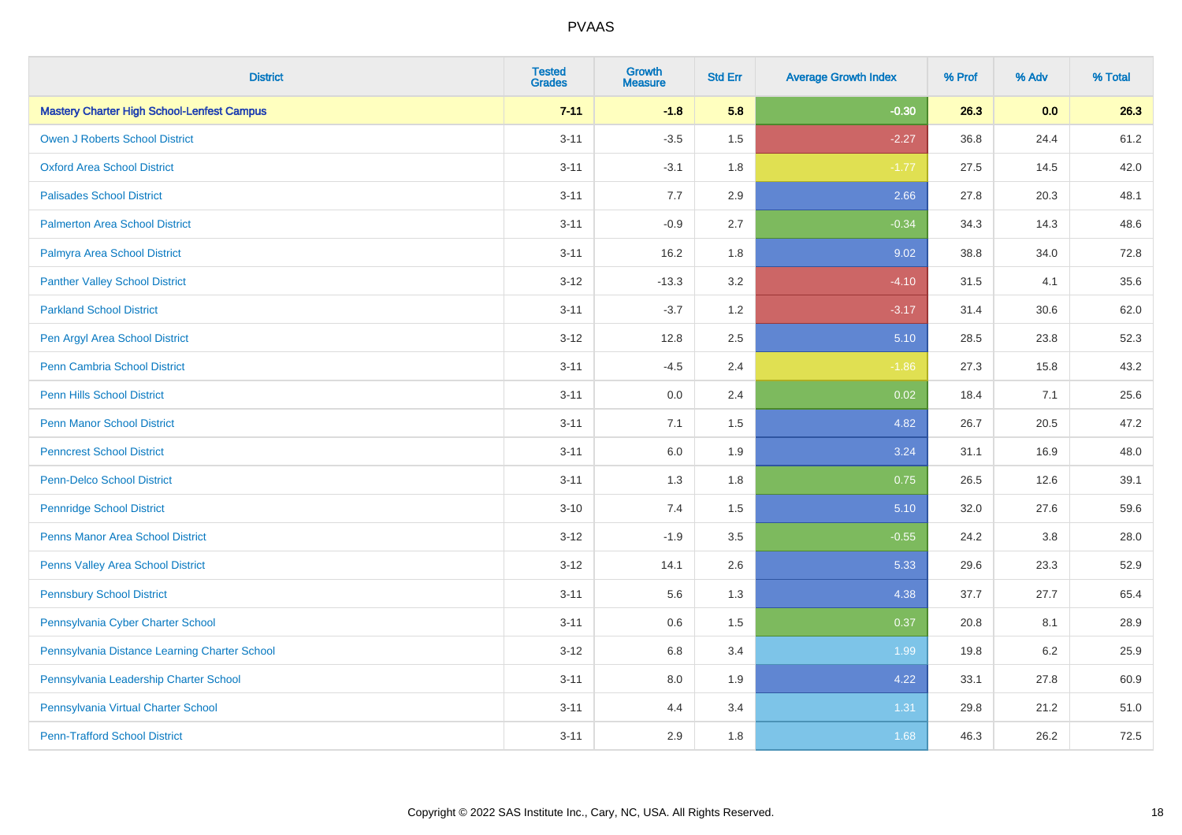| District | Tested Grades | Growth Measure | Std Err | Average Growth Index | % Prof | % Adv | % Total |
|---|---|---|---|---|---|---|---|
| **Mastery Charter High School-Lenfest Campus** | **7-11** | **-1.8** | **5.8** | **-0.30** | **26.3** | **0.0** | **26.3** |
| Owen J Roberts School District | 3-11 | -3.5 | 1.5 | -2.27 | 36.8 | 24.4 | 61.2 |
| Oxford Area School District | 3-11 | -3.1 | 1.8 | -1.77 | 27.5 | 14.5 | 42.0 |
| Palisades School District | 3-11 | 7.7 | 2.9 | 2.66 | 27.8 | 20.3 | 48.1 |
| Palmerton Area School District | 3-11 | -0.9 | 2.7 | -0.34 | 34.3 | 14.3 | 48.6 |
| Palmyra Area School District | 3-11 | 16.2 | 1.8 | 9.02 | 38.8 | 34.0 | 72.8 |
| Panther Valley School District | 3-12 | -13.3 | 3.2 | -4.10 | 31.5 | 4.1 | 35.6 |
| Parkland School District | 3-11 | -3.7 | 1.2 | -3.17 | 31.4 | 30.6 | 62.0 |
| Pen Argyl Area School District | 3-12 | 12.8 | 2.5 | 5.10 | 28.5 | 23.8 | 52.3 |
| Penn Cambria School District | 3-11 | -4.5 | 2.4 | -1.86 | 27.3 | 15.8 | 43.2 |
| Penn Hills School District | 3-11 | 0.0 | 2.4 | 0.02 | 18.4 | 7.1 | 25.6 |
| Penn Manor School District | 3-11 | 7.1 | 1.5 | 4.82 | 26.7 | 20.5 | 47.2 |
| Penncrest School District | 3-11 | 6.0 | 1.9 | 3.24 | 31.1 | 16.9 | 48.0 |
| Penn-Delco School District | 3-11 | 1.3 | 1.8 | 0.75 | 26.5 | 12.6 | 39.1 |
| Pennridge School District | 3-10 | 7.4 | 1.5 | 5.10 | 32.0 | 27.6 | 59.6 |
| Penns Manor Area School District | 3-12 | -1.9 | 3.5 | -0.55 | 24.2 | 3.8 | 28.0 |
| Penns Valley Area School District | 3-12 | 14.1 | 2.6 | 5.33 | 29.6 | 23.3 | 52.9 |
| Pennsbury School District | 3-11 | 5.6 | 1.3 | 4.38 | 37.7 | 27.7 | 65.4 |
| Pennsylvania Cyber Charter School | 3-11 | 0.6 | 1.5 | 0.37 | 20.8 | 8.1 | 28.9 |
| Pennsylvania Distance Learning Charter School | 3-12 | 6.8 | 3.4 | 1.99 | 19.8 | 6.2 | 25.9 |
| Pennsylvania Leadership Charter School | 3-11 | 8.0 | 1.9 | 4.22 | 33.1 | 27.8 | 60.9 |
| Pennsylvania Virtual Charter School | 3-11 | 4.4 | 3.4 | 1.31 | 29.8 | 21.2 | 51.0 |
| Penn-Trafford School District | 3-11 | 2.9 | 1.8 | 1.68 | 46.3 | 26.2 | 72.5 |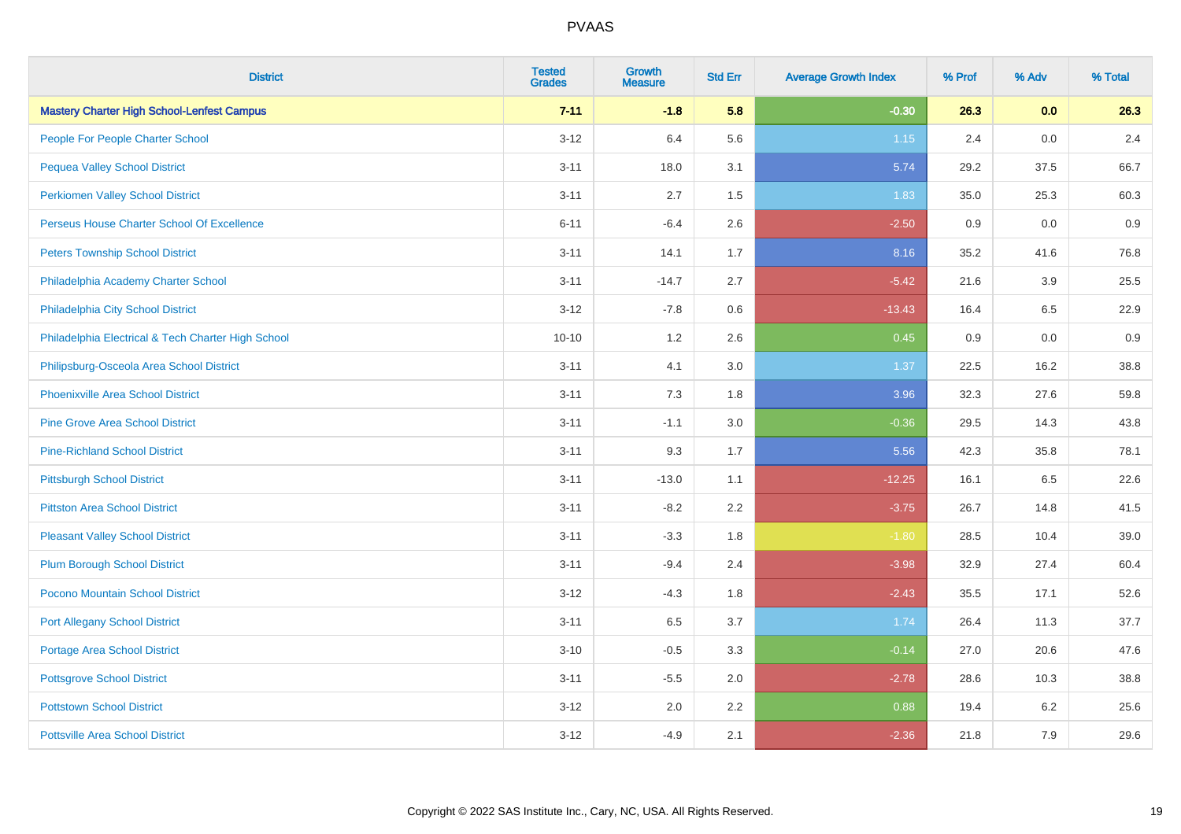| District | Tested Grades | Growth Measure | Std Err | Average Growth Index | % Prof | % Adv | % Total |
|---|---|---|---|---|---|---|---|
| **Mastery Charter High School-Lenfest Campus** | **7-11** | **-1.8** | **5.8** | **-0.30** | **26.3** | **0.0** | **26.3** |
| People For People Charter School | 3-12 | 6.4 | 5.6 | 1.15 | 2.4 | 0.0 | 2.4 |
| Pequea Valley School District | 3-11 | 18.0 | 3.1 | 5.74 | 29.2 | 37.5 | 66.7 |
| Perkiomen Valley School District | 3-11 | 2.7 | 1.5 | 1.83 | 35.0 | 25.3 | 60.3 |
| Perseus House Charter School Of Excellence | 6-11 | -6.4 | 2.6 | -2.50 | 0.9 | 0.0 | 0.9 |
| Peters Township School District | 3-11 | 14.1 | 1.7 | 8.16 | 35.2 | 41.6 | 76.8 |
| Philadelphia Academy Charter School | 3-11 | -14.7 | 2.7 | -5.42 | 21.6 | 3.9 | 25.5 |
| Philadelphia City School District | 3-12 | -7.8 | 0.6 | -13.43 | 16.4 | 6.5 | 22.9 |
| Philadelphia Electrical & Tech Charter High School | 10-10 | 1.2 | 2.6 | 0.45 | 0.9 | 0.0 | 0.9 |
| Philipsburg-Osceola Area School District | 3-11 | 4.1 | 3.0 | 1.37 | 22.5 | 16.2 | 38.8 |
| Phoenixville Area School District | 3-11 | 7.3 | 1.8 | 3.96 | 32.3 | 27.6 | 59.8 |
| Pine Grove Area School District | 3-11 | -1.1 | 3.0 | -0.36 | 29.5 | 14.3 | 43.8 |
| Pine-Richland School District | 3-11 | 9.3 | 1.7 | 5.56 | 42.3 | 35.8 | 78.1 |
| Pittsburgh School District | 3-11 | -13.0 | 1.1 | -12.25 | 16.1 | 6.5 | 22.6 |
| Pittston Area School District | 3-11 | -8.2 | 2.2 | -3.75 | 26.7 | 14.8 | 41.5 |
| Pleasant Valley School District | 3-11 | -3.3 | 1.8 | -1.80 | 28.5 | 10.4 | 39.0 |
| Plum Borough School District | 3-11 | -9.4 | 2.4 | -3.98 | 32.9 | 27.4 | 60.4 |
| Pocono Mountain School District | 3-12 | -4.3 | 1.8 | -2.43 | 35.5 | 17.1 | 52.6 |
| Port Allegany School District | 3-11 | 6.5 | 3.7 | 1.74 | 26.4 | 11.3 | 37.7 |
| Portage Area School District | 3-10 | -0.5 | 3.3 | -0.14 | 27.0 | 20.6 | 47.6 |
| Pottsgrove School District | 3-11 | -5.5 | 2.0 | -2.78 | 28.6 | 10.3 | 38.8 |
| Pottstown School District | 3-12 | 2.0 | 2.2 | 0.88 | 19.4 | 6.2 | 25.6 |
| Pottsville Area School District | 3-12 | -4.9 | 2.1 | -2.36 | 21.8 | 7.9 | 29.6 |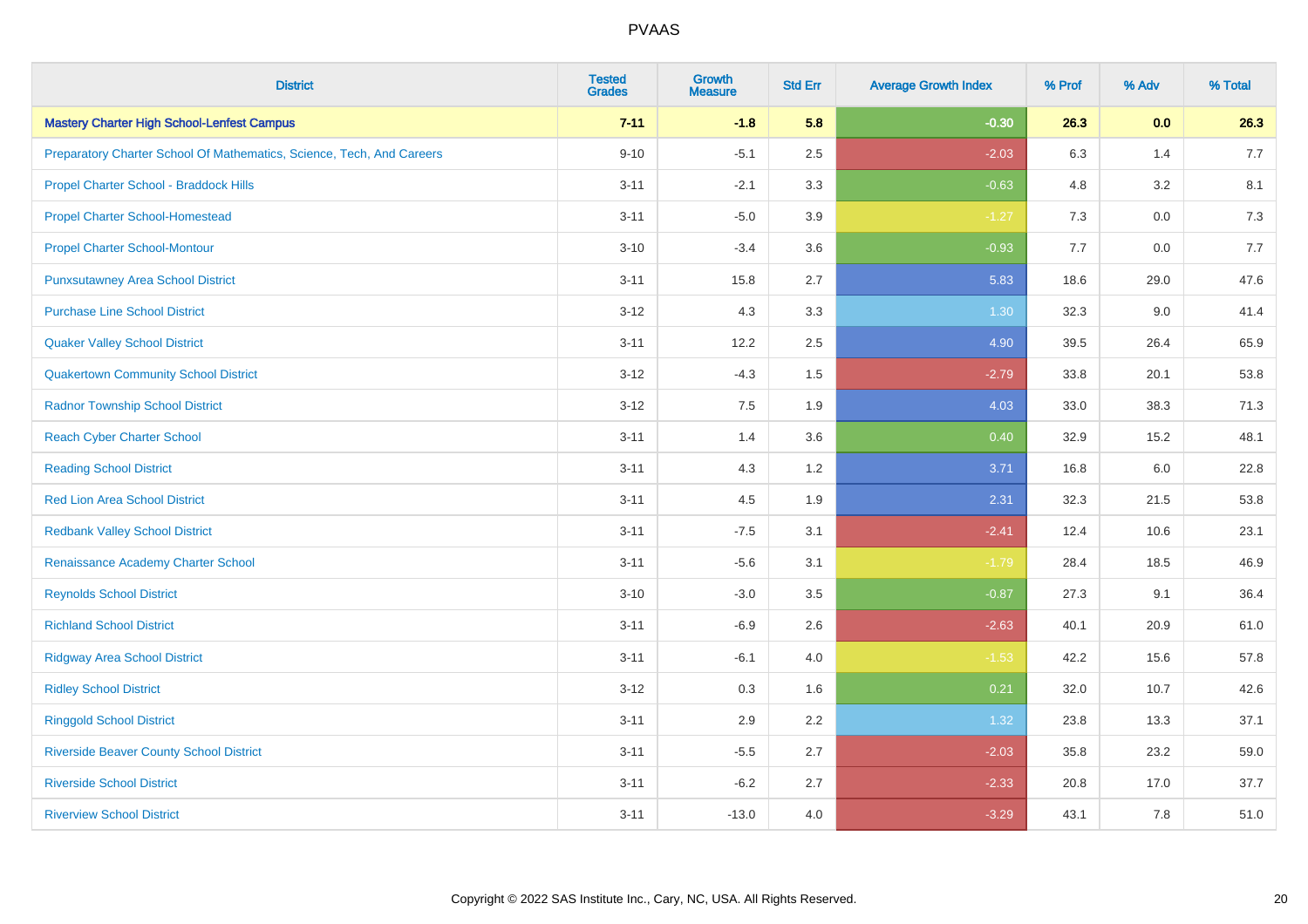# PVAAS

| District | Tested Grades | Growth Measure | Std Err | Average Growth Index | % Prof | % Adv | % Total |
|---|---|---|---|---|---|---|---|
| **Mastery Charter High School-Lenfest Campus** | **7-11** | **-1.8** | **5.8** | **-0.30** | **26.3** | **0.0** | **26.3** |
| Preparatory Charter School Of Mathematics, Science, Tech, And Careers | 9-10 | -5.1 | 2.5 | -2.03 | 6.3 | 1.4 | 7.7 |
| Propel Charter School - Braddock Hills | 3-11 | -2.1 | 3.3 | -0.63 | 4.8 | 3.2 | 8.1 |
| Propel Charter School-Homestead | 3-11 | -5.0 | 3.9 | -1.27 | 7.3 | 0.0 | 7.3 |
| Propel Charter School-Montour | 3-10 | -3.4 | 3.6 | -0.93 | 7.7 | 0.0 | 7.7 |
| Punxsutawney Area School District | 3-11 | 15.8 | 2.7 | 5.83 | 18.6 | 29.0 | 47.6 |
| Purchase Line School District | 3-12 | 4.3 | 3.3 | 1.30 | 32.3 | 9.0 | 41.4 |
| Quaker Valley School District | 3-11 | 12.2 | 2.5 | 4.90 | 39.5 | 26.4 | 65.9 |
| Quakertown Community School District | 3-12 | -4.3 | 1.5 | -2.79 | 33.8 | 20.1 | 53.8 |
| Radnor Township School District | 3-12 | 7.5 | 1.9 | 4.03 | 33.0 | 38.3 | 71.3 |
| Reach Cyber Charter School | 3-11 | 1.4 | 3.6 | 0.40 | 32.9 | 15.2 | 48.1 |
| Reading School District | 3-11 | 4.3 | 1.2 | 3.71 | 16.8 | 6.0 | 22.8 |
| Red Lion Area School District | 3-11 | 4.5 | 1.9 | 2.31 | 32.3 | 21.5 | 53.8 |
| Redbank Valley School District | 3-11 | -7.5 | 3.1 | -2.41 | 12.4 | 10.6 | 23.1 |
| Renaissance Academy Charter School | 3-11 | -5.6 | 3.1 | -1.79 | 28.4 | 18.5 | 46.9 |
| Reynolds School District | 3-10 | -3.0 | 3.5 | -0.87 | 27.3 | 9.1 | 36.4 |
| Richland School District | 3-11 | -6.9 | 2.6 | -2.63 | 40.1 | 20.9 | 61.0 |
| Ridgway Area School District | 3-11 | -6.1 | 4.0 | -1.53 | 42.2 | 15.6 | 57.8 |
| Ridley School District | 3-12 | 0.3 | 1.6 | 0.21 | 32.0 | 10.7 | 42.6 |
| Ringgold School District | 3-11 | 2.9 | 2.2 | 1.32 | 23.8 | 13.3 | 37.1 |
| Riverside Beaver County School District | 3-11 | -5.5 | 2.7 | -2.03 | 35.8 | 23.2 | 59.0 |
| Riverside School District | 3-11 | -6.2 | 2.7 | -2.33 | 20.8 | 17.0 | 37.7 |
| Riverview School District | 3-11 | -13.0 | 4.0 | -3.29 | 43.1 | 7.8 | 51.0 |

Copyright © 2022 SAS Institute Inc., Cary, NC, USA. All Rights Reserved.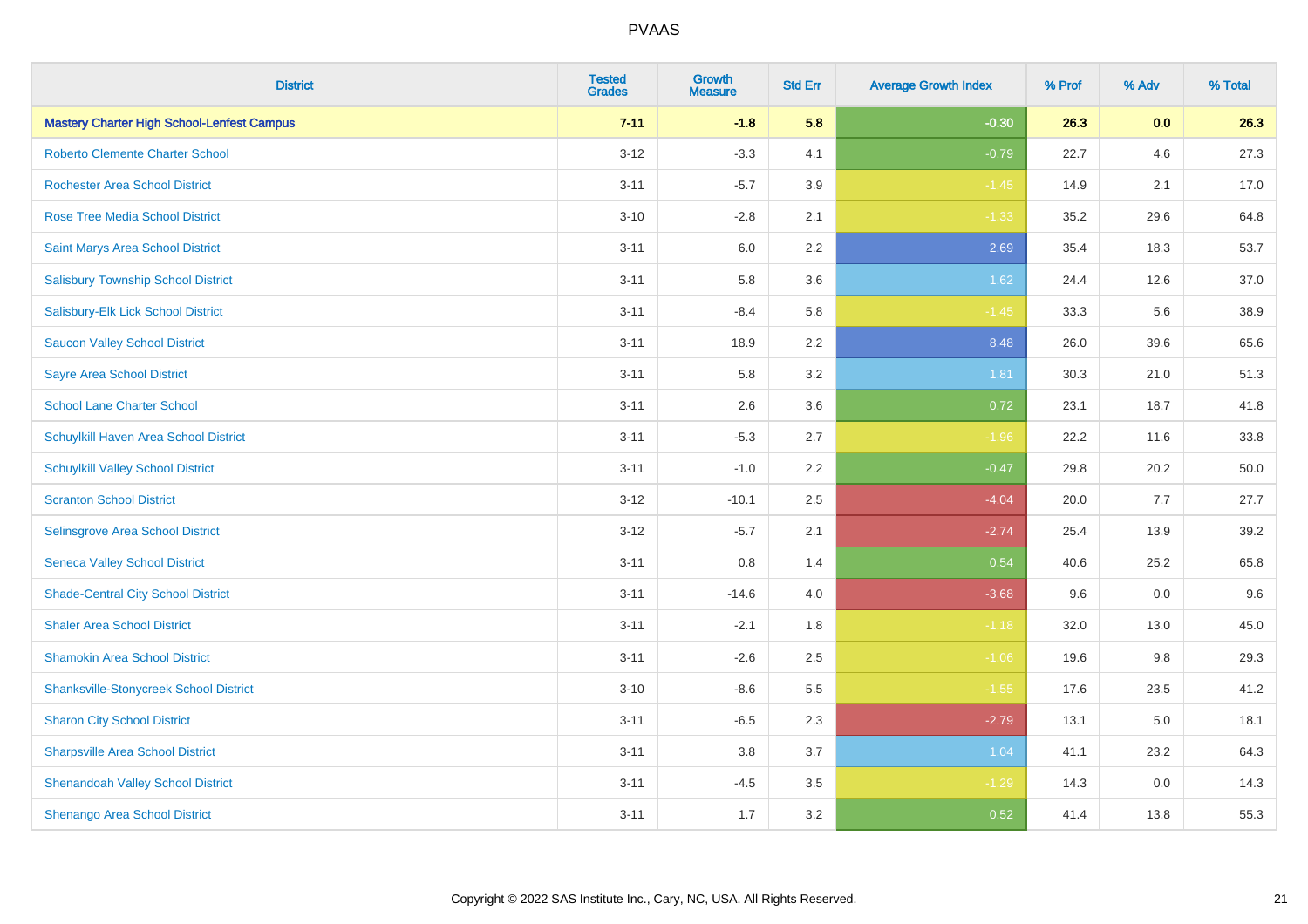| District | Tested Grades | Growth Measure | Std Err | Average Growth Index | % Prof | % Adv | % Total |
|---|---|---|---|---|---|---|---|
| **Mastery Charter High School-Lenfest Campus** | **7-11** | **-1.8** | **5.8** | **-0.30** | **26.3** | **0.0** | **26.3** |
| Roberto Clemente Charter School | 3-12 | -3.3 | 4.1 | -0.79 | 22.7 | 4.6 | 27.3 |
| Rochester Area School District | 3-11 | -5.7 | 3.9 | -1.45 | 14.9 | 2.1 | 17.0 |
| Rose Tree Media School District | 3-10 | -2.8 | 2.1 | -1.33 | 35.2 | 29.6 | 64.8 |
| Saint Marys Area School District | 3-11 | 6.0 | 2.2 | 2.69 | 35.4 | 18.3 | 53.7 |
| Salisbury Township School District | 3-11 | 5.8 | 3.6 | 1.62 | 24.4 | 12.6 | 37.0 |
| Salisbury-Elk Lick School District | 3-11 | -8.4 | 5.8 | -1.45 | 33.3 | 5.6 | 38.9 |
| Saucon Valley School District | 3-11 | 18.9 | 2.2 | 8.48 | 26.0 | 39.6 | 65.6 |
| Sayre Area School District | 3-11 | 5.8 | 3.2 | 1.81 | 30.3 | 21.0 | 51.3 |
| School Lane Charter School | 3-11 | 2.6 | 3.6 | 0.72 | 23.1 | 18.7 | 41.8 |
| Schuylkill Haven Area School District | 3-11 | -5.3 | 2.7 | -1.96 | 22.2 | 11.6 | 33.8 |
| Schuylkill Valley School District | 3-11 | -1.0 | 2.2 | -0.47 | 29.8 | 20.2 | 50.0 |
| Scranton School District | 3-12 | -10.1 | 2.5 | -4.04 | 20.0 | 7.7 | 27.7 |
| Selinsgrove Area School District | 3-12 | -5.7 | 2.1 | -2.74 | 25.4 | 13.9 | 39.2 |
| Seneca Valley School District | 3-11 | 0.8 | 1.4 | 0.54 | 40.6 | 25.2 | 65.8 |
| Shade-Central City School District | 3-11 | -14.6 | 4.0 | -3.68 | 9.6 | 0.0 | 9.6 |
| Shaler Area School District | 3-11 | -2.1 | 1.8 | -1.18 | 32.0 | 13.0 | 45.0 |
| Shamokin Area School District | 3-11 | -2.6 | 2.5 | -1.06 | 19.6 | 9.8 | 29.3 |
| Shanksville-Stonycreek School District | 3-10 | -8.6 | 5.5 | -1.55 | 17.6 | 23.5 | 41.2 |
| Sharon City School District | 3-11 | -6.5 | 2.3 | -2.79 | 13.1 | 5.0 | 18.1 |
| Sharpsville Area School District | 3-11 | 3.8 | 3.7 | 1.04 | 41.1 | 23.2 | 64.3 |
| Shenandoah Valley School District | 3-11 | -4.5 | 3.5 | -1.29 | 14.3 | 0.0 | 14.3 |
| Shenango Area School District | 3-11 | 1.7 | 3.2 | 0.52 | 41.4 | 13.8 | 55.3 |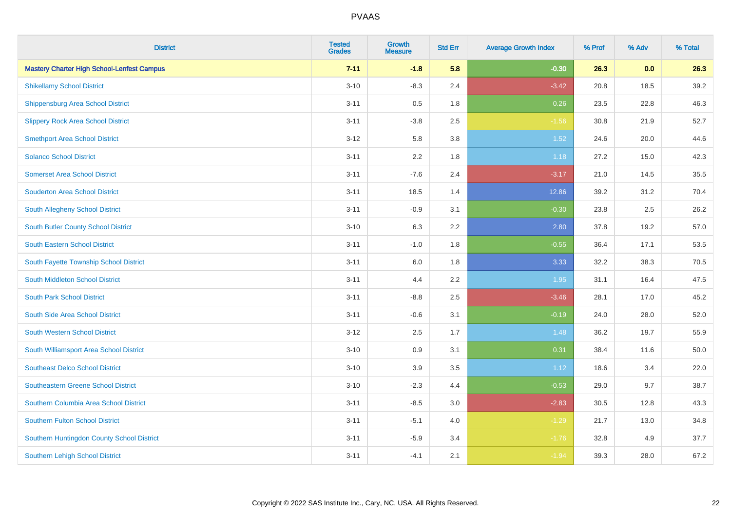| District | Tested Grades | Growth Measure | Std Err | Average Growth Index | % Prof | % Adv | % Total |
|---|---|---|---|---|---|---|---|
| **Mastery Charter High School-Lenfest Campus** | **7-11** | **-1.8** | **5.8** | **-0.30** | **26.3** | **0.0** | **26.3** |
| Shikellamy School District | 3-10 | -8.3 | 2.4 | -3.42 | 20.8 | 18.5 | 39.2 |
| Shippensburg Area School District | 3-11 | 0.5 | 1.8 | 0.26 | 23.5 | 22.8 | 46.3 |
| Slippery Rock Area School District | 3-11 | -3.8 | 2.5 | -1.56 | 30.8 | 21.9 | 52.7 |
| Smethport Area School District | 3-12 | 5.8 | 3.8 | 1.52 | 24.6 | 20.0 | 44.6 |
| Solanco School District | 3-11 | 2.2 | 1.8 | 1.18 | 27.2 | 15.0 | 42.3 |
| Somerset Area School District | 3-11 | -7.6 | 2.4 | -3.17 | 21.0 | 14.5 | 35.5 |
| Souderton Area School District | 3-11 | 18.5 | 1.4 | 12.86 | 39.2 | 31.2 | 70.4 |
| South Allegheny School District | 3-11 | -0.9 | 3.1 | -0.30 | 23.8 | 2.5 | 26.2 |
| South Butler County School District | 3-10 | 6.3 | 2.2 | 2.80 | 37.8 | 19.2 | 57.0 |
| South Eastern School District | 3-11 | -1.0 | 1.8 | -0.55 | 36.4 | 17.1 | 53.5 |
| South Fayette Township School District | 3-11 | 6.0 | 1.8 | 3.33 | 32.2 | 38.3 | 70.5 |
| South Middleton School District | 3-11 | 4.4 | 2.2 | 1.95 | 31.1 | 16.4 | 47.5 |
| South Park School District | 3-11 | -8.8 | 2.5 | -3.46 | 28.1 | 17.0 | 45.2 |
| South Side Area School District | 3-11 | -0.6 | 3.1 | -0.19 | 24.0 | 28.0 | 52.0 |
| South Western School District | 3-12 | 2.5 | 1.7 | 1.48 | 36.2 | 19.7 | 55.9 |
| South Williamsport Area School District | 3-10 | 0.9 | 3.1 | 0.31 | 38.4 | 11.6 | 50.0 |
| Southeast Delco School District | 3-10 | 3.9 | 3.5 | 1.12 | 18.6 | 3.4 | 22.0 |
| Southeastern Greene School District | 3-10 | -2.3 | 4.4 | -0.53 | 29.0 | 9.7 | 38.7 |
| Southern Columbia Area School District | 3-11 | -8.5 | 3.0 | -2.83 | 30.5 | 12.8 | 43.3 |
| Southern Fulton School District | 3-11 | -5.1 | 4.0 | -1.29 | 21.7 | 13.0 | 34.8 |
| Southern Huntingdon County School District | 3-11 | -5.9 | 3.4 | -1.76 | 32.8 | 4.9 | 37.7 |
| Southern Lehigh School District | 3-11 | -4.1 | 2.1 | -1.94 | 39.3 | 28.0 | 67.2 |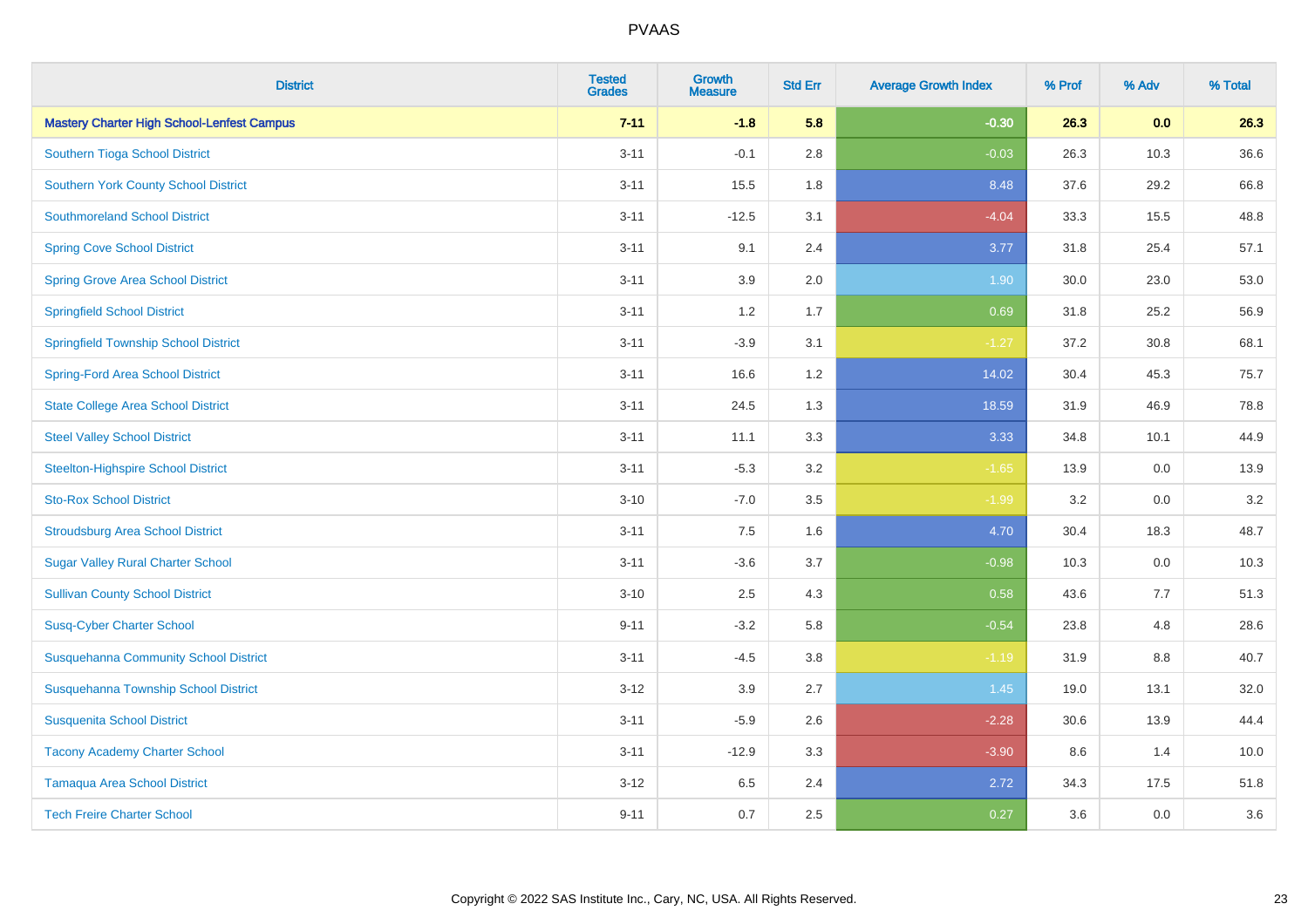# PVAAS

| District | Tested Grades | Growth Measure | Std Err | Average Growth Index | % Prof | % Adv | % Total |
|---|---|---|---|---|---|---|---|
| **Mastery Charter High School-Lenfest Campus** | **7-11** | **-1.8** | **5.8** | **-0.30** | **26.3** | **0.0** | **26.3** |
| Southern Tioga School District | 3-11 | -0.1 | 2.8 | -0.03 | 26.3 | 10.3 | 36.6 |
| Southern York County School District | 3-11 | 15.5 | 1.8 | 8.48 | 37.6 | 29.2 | 66.8 |
| Southmoreland School District | 3-11 | -12.5 | 3.1 | -4.04 | 33.3 | 15.5 | 48.8 |
| Spring Cove School District | 3-11 | 9.1 | 2.4 | 3.77 | 31.8 | 25.4 | 57.1 |
| Spring Grove Area School District | 3-11 | 3.9 | 2.0 | 1.90 | 30.0 | 23.0 | 53.0 |
| Springfield School District | 3-11 | 1.2 | 1.7 | 0.69 | 31.8 | 25.2 | 56.9 |
| Springfield Township School District | 3-11 | -3.9 | 3.1 | -1.27 | 37.2 | 30.8 | 68.1 |
| Spring-Ford Area School District | 3-11 | 16.6 | 1.2 | 14.02 | 30.4 | 45.3 | 75.7 |
| State College Area School District | 3-11 | 24.5 | 1.3 | 18.59 | 31.9 | 46.9 | 78.8 |
| Steel Valley School District | 3-11 | 11.1 | 3.3 | 3.33 | 34.8 | 10.1 | 44.9 |
| Steelton-Highspire School District | 3-11 | -5.3 | 3.2 | -1.65 | 13.9 | 0.0 | 13.9 |
| Sto-Rox School District | 3-10 | -7.0 | 3.5 | -1.99 | 3.2 | 0.0 | 3.2 |
| Stroudsburg Area School District | 3-11 | 7.5 | 1.6 | 4.70 | 30.4 | 18.3 | 48.7 |
| Sugar Valley Rural Charter School | 3-11 | -3.6 | 3.7 | -0.98 | 10.3 | 0.0 | 10.3 |
| Sullivan County School District | 3-10 | 2.5 | 4.3 | 0.58 | 43.6 | 7.7 | 51.3 |
| Susq-Cyber Charter School | 9-11 | -3.2 | 5.8 | -0.54 | 23.8 | 4.8 | 28.6 |
| Susquehanna Community School District | 3-11 | -4.5 | 3.8 | -1.19 | 31.9 | 8.8 | 40.7 |
| Susquehanna Township School District | 3-12 | 3.9 | 2.7 | 1.45 | 19.0 | 13.1 | 32.0 |
| Susquenita School District | 3-11 | -5.9 | 2.6 | -2.28 | 30.6 | 13.9 | 44.4 |
| Tacony Academy Charter School | 3-11 | -12.9 | 3.3 | -3.90 | 8.6 | 1.4 | 10.0 |
| Tamaqua Area School District | 3-12 | 6.5 | 2.4 | 2.72 | 34.3 | 17.5 | 51.8 |
| Tech Freire Charter School | 9-11 | 0.7 | 2.5 | 0.27 | 3.6 | 0.0 | 3.6 |

Copyright © 2022 SAS Institute Inc., Cary, NC, USA. All Rights Reserved.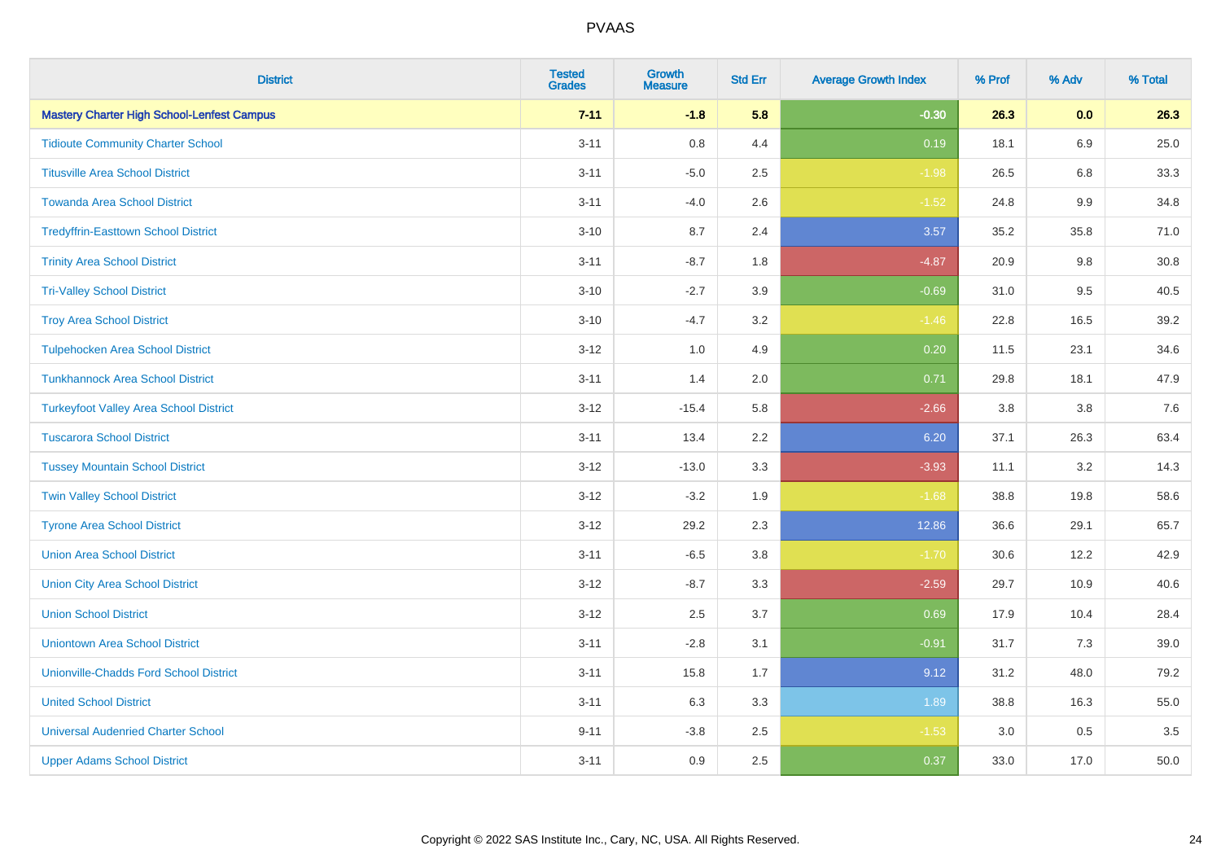| District | Tested Grades | Growth Measure | Std Err | Average Growth Index | % Prof | % Adv | % Total |
|---|---|---|---|---|---|---|---|
| **Mastery Charter High School-Lenfest Campus** | **7-11** | **-1.8** | **5.8** | **-0.30** | **26.3** | **0.0** | **26.3** |
| Tidioute Community Charter School | 3-11 | 0.8 | 4.4 | 0.19 | 18.1 | 6.9 | 25.0 |
| Titusville Area School District | 3-11 | -5.0 | 2.5 | -1.98 | 26.5 | 6.8 | 33.3 |
| Towanda Area School District | 3-11 | -4.0 | 2.6 | -1.52 | 24.8 | 9.9 | 34.8 |
| Tredyffrin-Easttown School District | 3-10 | 8.7 | 2.4 | 3.57 | 35.2 | 35.8 | 71.0 |
| Trinity Area School District | 3-11 | -8.7 | 1.8 | -4.87 | 20.9 | 9.8 | 30.8 |
| Tri-Valley School District | 3-10 | -2.7 | 3.9 | -0.69 | 31.0 | 9.5 | 40.5 |
| Troy Area School District | 3-10 | -4.7 | 3.2 | -1.46 | 22.8 | 16.5 | 39.2 |
| Tulpehocken Area School District | 3-12 | 1.0 | 4.9 | 0.20 | 11.5 | 23.1 | 34.6 |
| Tunkhannock Area School District | 3-11 | 1.4 | 2.0 | 0.71 | 29.8 | 18.1 | 47.9 |
| Turkeyfoot Valley Area School District | 3-12 | -15.4 | 5.8 | -2.66 | 3.8 | 3.8 | 7.6 |
| Tuscarora School District | 3-11 | 13.4 | 2.2 | 6.20 | 37.1 | 26.3 | 63.4 |
| Tussey Mountain School District | 3-12 | -13.0 | 3.3 | -3.93 | 11.1 | 3.2 | 14.3 |
| Twin Valley School District | 3-12 | -3.2 | 1.9 | -1.68 | 38.8 | 19.8 | 58.6 |
| Tyrone Area School District | 3-12 | 29.2 | 2.3 | 12.86 | 36.6 | 29.1 | 65.7 |
| Union Area School District | 3-11 | -6.5 | 3.8 | -1.70 | 30.6 | 12.2 | 42.9 |
| Union City Area School District | 3-12 | -8.7 | 3.3 | -2.59 | 29.7 | 10.9 | 40.6 |
| Union School District | 3-12 | 2.5 | 3.7 | 0.69 | 17.9 | 10.4 | 28.4 |
| Uniontown Area School District | 3-11 | -2.8 | 3.1 | -0.91 | 31.7 | 7.3 | 39.0 |
| Unionville-Chadds Ford School District | 3-11 | 15.8 | 1.7 | 9.12 | 31.2 | 48.0 | 79.2 |
| United School District | 3-11 | 6.3 | 3.3 | 1.89 | 38.8 | 16.3 | 55.0 |
| Universal Audenried Charter School | 9-11 | -3.8 | 2.5 | -1.53 | 3.0 | 0.5 | 3.5 |
| Upper Adams School District | 3-11 | 0.9 | 2.5 | 0.37 | 33.0 | 17.0 | 50.0 |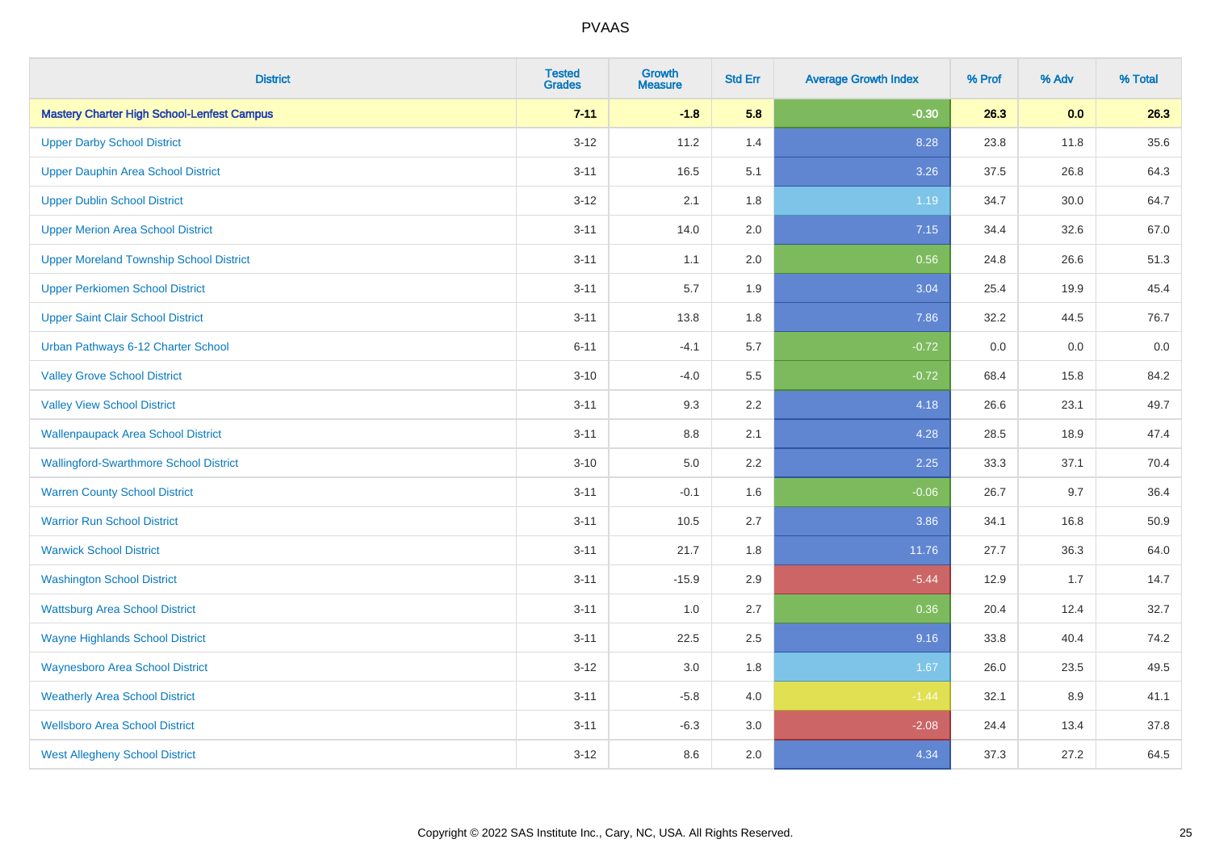# PVAAS

| District | Tested Grades | Growth Measure | Std Err | Average Growth Index | % Prof | % Adv | % Total |
|---|---|---|---|---|---|---|---|
| **Mastery Charter High School-Lenfest Campus** | **7-11** | **-1.8** | **5.8** | **-0.30** | **26.3** | **0.0** | **26.3** |
| Upper Darby School District | 3-12 | 11.2 | 1.4 | 8.28 | 23.8 | 11.8 | 35.6 |
| Upper Dauphin Area School District | 3-11 | 16.5 | 5.1 | 3.26 | 37.5 | 26.8 | 64.3 |
| Upper Dublin School District | 3-12 | 2.1 | 1.8 | 1.19 | 34.7 | 30.0 | 64.7 |
| Upper Merion Area School District | 3-11 | 14.0 | 2.0 | 7.15 | 34.4 | 32.6 | 67.0 |
| Upper Moreland Township School District | 3-11 | 1.1 | 2.0 | 0.56 | 24.8 | 26.6 | 51.3 |
| Upper Perkiomen School District | 3-11 | 5.7 | 1.9 | 3.04 | 25.4 | 19.9 | 45.4 |
| Upper Saint Clair School District | 3-11 | 13.8 | 1.8 | 7.86 | 32.2 | 44.5 | 76.7 |
| Urban Pathways 6-12 Charter School | 6-11 | -4.1 | 5.7 | -0.72 | 0.0 | 0.0 | 0.0 |
| Valley Grove School District | 3-10 | -4.0 | 5.5 | -0.72 | 68.4 | 15.8 | 84.2 |
| Valley View School District | 3-11 | 9.3 | 2.2 | 4.18 | 26.6 | 23.1 | 49.7 |
| Wallenpaupack Area School District | 3-11 | 8.8 | 2.1 | 4.28 | 28.5 | 18.9 | 47.4 |
| Wallingford-Swarthmore School District | 3-10 | 5.0 | 2.2 | 2.25 | 33.3 | 37.1 | 70.4 |
| Warren County School District | 3-11 | -0.1 | 1.6 | -0.06 | 26.7 | 9.7 | 36.4 |
| Warrior Run School District | 3-11 | 10.5 | 2.7 | 3.86 | 34.1 | 16.8 | 50.9 |
| Warwick School District | 3-11 | 21.7 | 1.8 | 11.76 | 27.7 | 36.3 | 64.0 |
| Washington School District | 3-11 | -15.9 | 2.9 | -5.44 | 12.9 | 1.7 | 14.7 |
| Wattsburg Area School District | 3-11 | 1.0 | 2.7 | 0.36 | 20.4 | 12.4 | 32.7 |
| Wayne Highlands School District | 3-11 | 22.5 | 2.5 | 9.16 | 33.8 | 40.4 | 74.2 |
| Waynesboro Area School District | 3-12 | 3.0 | 1.8 | 1.67 | 26.0 | 23.5 | 49.5 |
| Weatherly Area School District | 3-11 | -5.8 | 4.0 | -1.44 | 32.1 | 8.9 | 41.1 |
| Wellsboro Area School District | 3-11 | -6.3 | 3.0 | -2.08 | 24.4 | 13.4 | 37.8 |
| West Allegheny School District | 3-12 | 8.6 | 2.0 | 4.34 | 37.3 | 27.2 | 64.5 |

Copyright © 2022 SAS Institute Inc., Cary, NC, USA. All Rights Reserved.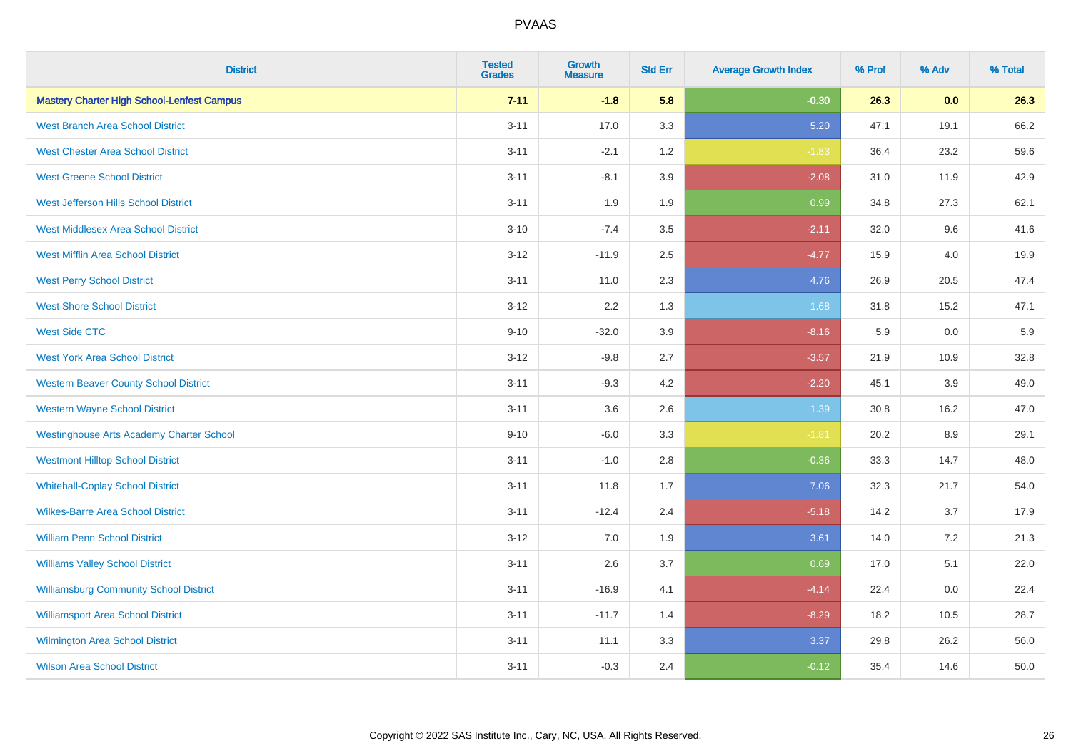# PVAAS

| District | Tested Grades | Growth Measure | Std Err | Average Growth Index | % Prof | % Adv | % Total |
|---|---|---|---|---|---|---|---|
| **Mastery Charter High School-Lenfest Campus** | **7-11** | **-1.8** | **5.8** | **-0.30** | **26.3** | **0.0** | **26.3** |
| West Branch Area School District | 3-11 | 17.0 | 3.3 | 5.20 | 47.1 | 19.1 | 66.2 |
| West Chester Area School District | 3-11 | -2.1 | 1.2 | -1.83 | 36.4 | 23.2 | 59.6 |
| West Greene School District | 3-11 | -8.1 | 3.9 | -2.08 | 31.0 | 11.9 | 42.9 |
| West Jefferson Hills School District | 3-11 | 1.9 | 1.9 | 0.99 | 34.8 | 27.3 | 62.1 |
| West Middlesex Area School District | 3-10 | -7.4 | 3.5 | -2.11 | 32.0 | 9.6 | 41.6 |
| West Mifflin Area School District | 3-12 | -11.9 | 2.5 | -4.77 | 15.9 | 4.0 | 19.9 |
| West Perry School District | 3-11 | 11.0 | 2.3 | 4.76 | 26.9 | 20.5 | 47.4 |
| West Shore School District | 3-12 | 2.2 | 1.3 | 1.68 | 31.8 | 15.2 | 47.1 |
| West Side CTC | 9-10 | -32.0 | 3.9 | -8.16 | 5.9 | 0.0 | 5.9 |
| West York Area School District | 3-12 | -9.8 | 2.7 | -3.57 | 21.9 | 10.9 | 32.8 |
| Western Beaver County School District | 3-11 | -9.3 | 4.2 | -2.20 | 45.1 | 3.9 | 49.0 |
| Western Wayne School District | 3-11 | 3.6 | 2.6 | 1.39 | 30.8 | 16.2 | 47.0 |
| Westinghouse Arts Academy Charter School | 9-10 | -6.0 | 3.3 | -1.81 | 20.2 | 8.9 | 29.1 |
| Westmont Hilltop School District | 3-11 | -1.0 | 2.8 | -0.36 | 33.3 | 14.7 | 48.0 |
| Whitehall-Coplay School District | 3-11 | 11.8 | 1.7 | 7.06 | 32.3 | 21.7 | 54.0 |
| Wilkes-Barre Area School District | 3-11 | -12.4 | 2.4 | -5.18 | 14.2 | 3.7 | 17.9 |
| William Penn School District | 3-12 | 7.0 | 1.9 | 3.61 | 14.0 | 7.2 | 21.3 |
| Williams Valley School District | 3-11 | 2.6 | 3.7 | 0.69 | 17.0 | 5.1 | 22.0 |
| Williamsburg Community School District | 3-11 | -16.9 | 4.1 | -4.14 | 22.4 | 0.0 | 22.4 |
| Williamsport Area School District | 3-11 | -11.7 | 1.4 | -8.29 | 18.2 | 10.5 | 28.7 |
| Wilmington Area School District | 3-11 | 11.1 | 3.3 | 3.37 | 29.8 | 26.2 | 56.0 |
| Wilson Area School District | 3-11 | -0.3 | 2.4 | -0.12 | 35.4 | 14.6 | 50.0 |

Copyright © 2022 SAS Institute Inc., Cary, NC, USA. All Rights Reserved.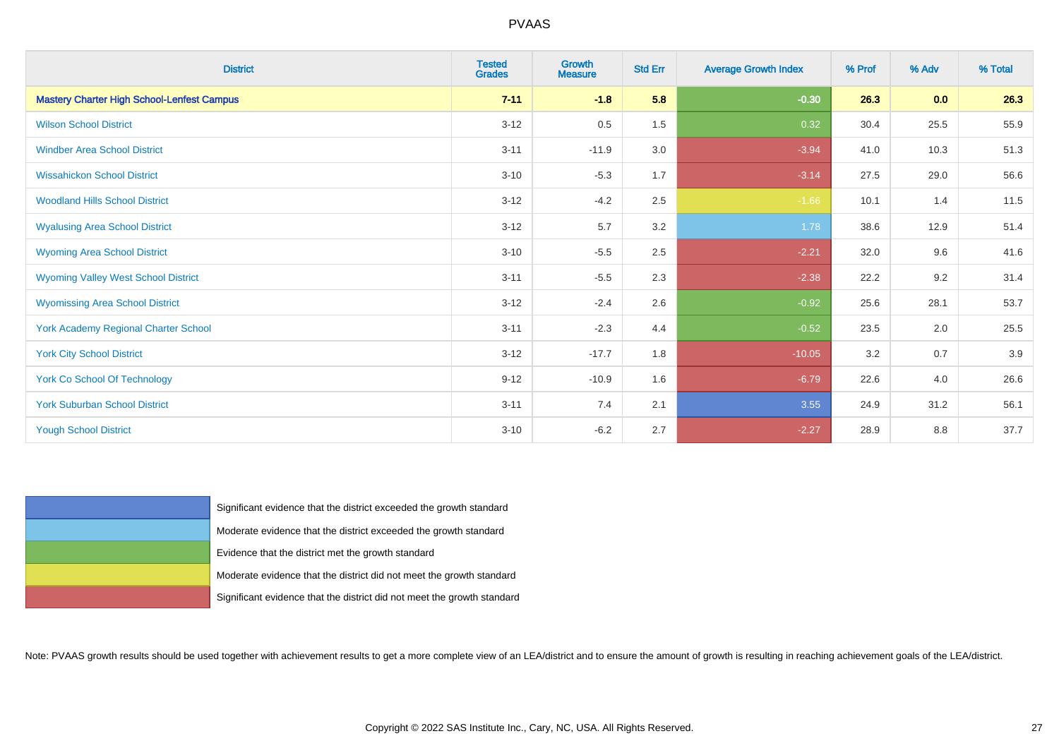PVAAS

| District | Tested Grades | Growth Measure | Std Err | Average Growth Index | % Prof | % Adv | % Total |
|---|---|---|---|---|---|---|---|
| **Mastery Charter High School-Lenfest Campus** | **7-11** | **-1.8** | **5.8** | **-0.30** | **26.3** | **0.0** | **26.3** |
| Wilson School District | 3-12 | 0.5 | 1.5 | 0.32 | 30.4 | 25.5 | 55.9 |
| Windber Area School District | 3-11 | -11.9 | 3.0 | -3.94 | 41.0 | 10.3 | 51.3 |
| Wissahickon School District | 3-10 | -5.3 | 1.7 | -3.14 | 27.5 | 29.0 | 56.6 |
| Woodland Hills School District | 3-12 | -4.2 | 2.5 | -1.66 | 10.1 | 1.4 | 11.5 |
| Wyalusing Area School District | 3-12 | 5.7 | 3.2 | 1.78 | 38.6 | 12.9 | 51.4 |
| Wyoming Area School District | 3-10 | -5.5 | 2.5 | -2.21 | 32.0 | 9.6 | 41.6 |
| Wyoming Valley West School District | 3-11 | -5.5 | 2.3 | -2.38 | 22.2 | 9.2 | 31.4 |
| Wyomissing Area School District | 3-12 | -2.4 | 2.6 | -0.92 | 25.6 | 28.1 | 53.7 |
| York Academy Regional Charter School | 3-11 | -2.3 | 4.4 | -0.52 | 23.5 | 2.0 | 25.5 |
| York City School District | 3-12 | -17.7 | 1.8 | -10.05 | 3.2 | 0.7 | 3.9 |
| York Co School Of Technology | 9-12 | -10.9 | 1.6 | -6.79 | 22.6 | 4.0 | 26.6 |
| York Suburban School District | 3-11 | 7.4 | 2.1 | 3.55 | 24.9 | 31.2 | 56.1 |
| Yough School District | 3-10 | -6.2 | 2.7 | -2.27 | 28.9 | 8.8 | 37.7 |

- Significant evidence that the district exceeded the growth standard
- Moderate evidence that the district exceeded the growth standard
- Evidence that the district met the growth standard
- Moderate evidence that the district did not meet the growth standard
- Significant evidence that the district did not meet the growth standard

Note: PVAAS growth results should be used together with achievement results to get a more complete view of an LEA/district and to ensure the amount of growth is resulting in reaching achievement goals of the LEA/district.

Copyright © 2022 SAS Institute Inc., Cary, NC, USA. All Rights Reserved.